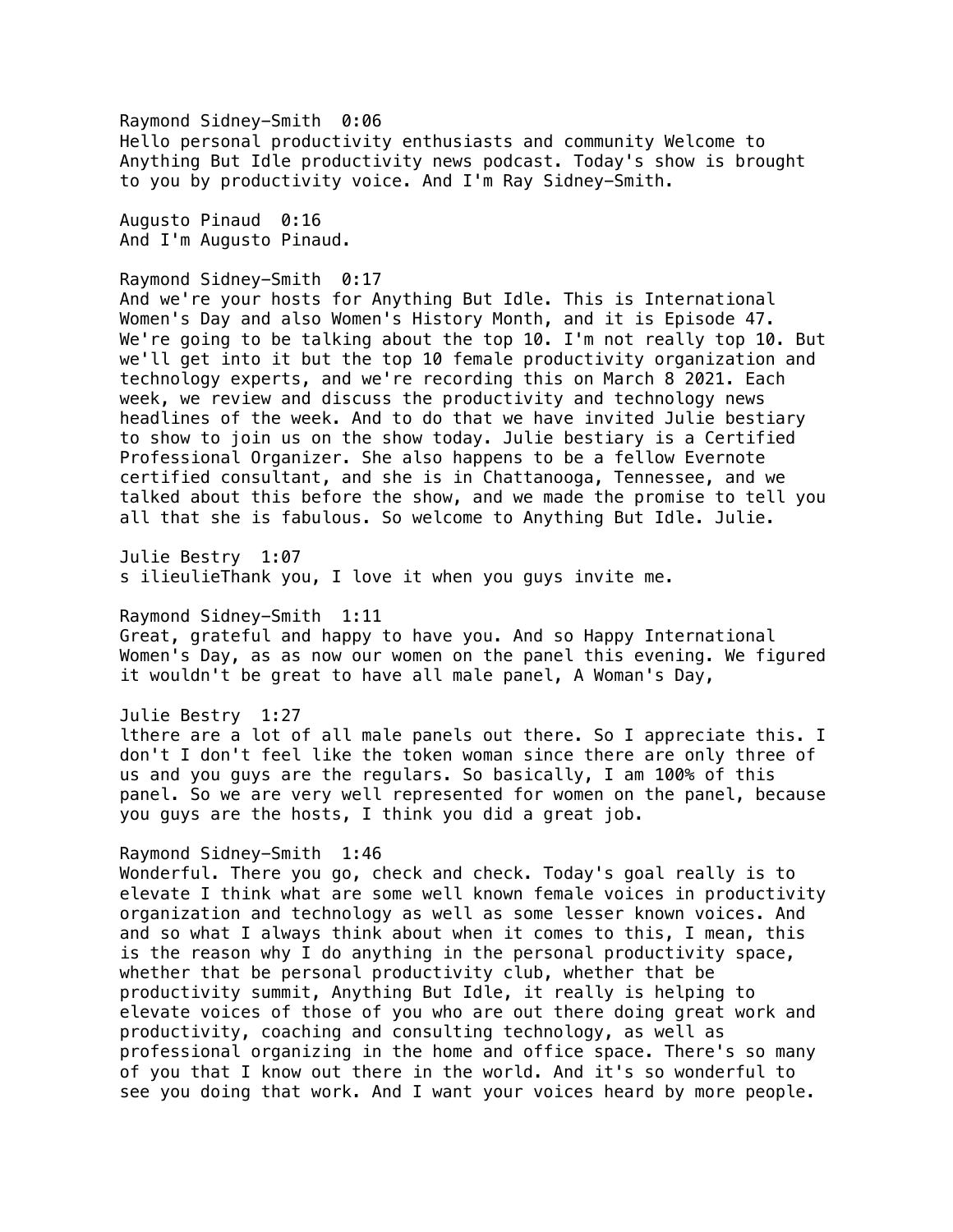Raymond Sidney-Smith 0:06
Hello personal productivity enthusiasts and community Welcome to Anything But Idle productivity news podcast. Today's show is brought to you by productivity voice. And I'm Ray Sidney-Smith.

Augusto Pinaud 0:16
And I'm Augusto Pinaud.

Raymond Sidney-Smith 0:17
And we're your hosts for Anything But Idle. This is International Women's Day and also Women's History Month, and it is Episode 47. We're going to be talking about the top 10. I'm not really top 10. But we'll get into it but the top 10 female productivity organization and technology experts, and we're recording this on March 8 2021. Each week, we review and discuss the productivity and technology news headlines of the week. And to do that we have invited Julie bestiary to show to join us on the show today. Julie bestiary is a Certified Professional Organizer. She also happens to be a fellow Evernote certified consultant, and she is in Chattanooga, Tennessee, and we talked about this before the show, and we made the promise to tell you all that she is fabulous. So welcome to Anything But Idle. Julie.

Julie Bestry 1:07
s ilieulieThank you, I love it when you guys invite me.

Raymond Sidney-Smith 1:11
Great, grateful and happy to have you. And so Happy International Women's Day, as as now our women on the panel this evening. We figured it wouldn't be great to have all male panel, A Woman's Day,

Julie Bestry 1:27
lthere are a lot of all male panels out there. So I appreciate this. I don't I don't feel like the token woman since there are only three of us and you guys are the regulars. So basically, I am 100% of this panel. So we are very well represented for women on the panel, because you guys are the hosts, I think you did a great job.

Raymond Sidney-Smith 1:46
Wonderful. There you go, check and check. Today's goal really is to elevate I think what are some well known female voices in productivity organization and technology as well as some lesser known voices. And and so what I always think about when it comes to this, I mean, this is the reason why I do anything in the personal productivity space, whether that be personal productivity club, whether that be productivity summit, Anything But Idle, it really is helping to elevate voices of those of you who are out there doing great work and productivity, coaching and consulting technology, as well as professional organizing in the home and office space. There's so many of you that I know out there in the world. And it's so wonderful to see you doing that work. And I want your voices heard by more people.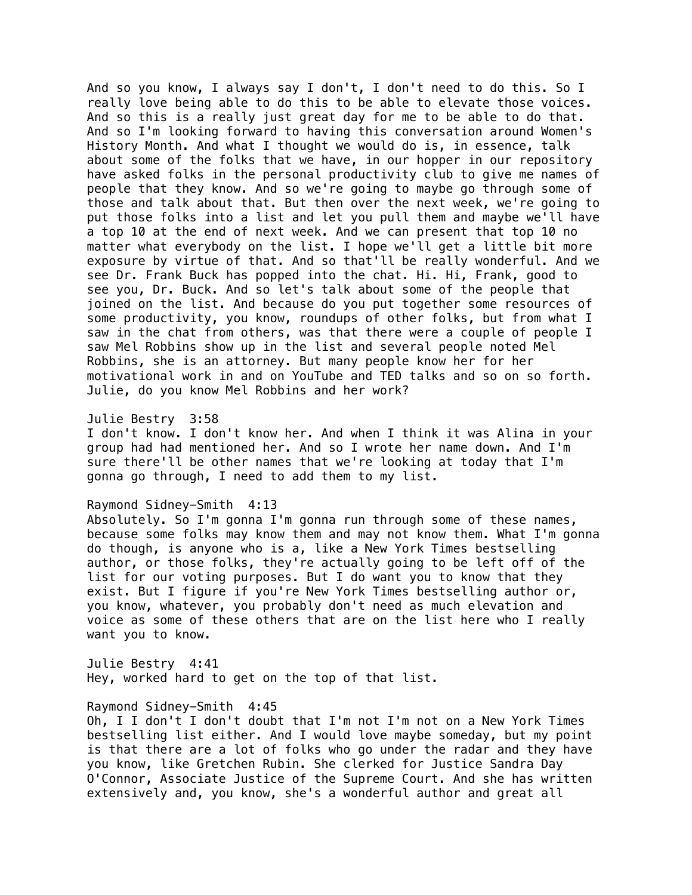And so you know, I always say I don't, I don't need to do this. So I really love being able to do this to be able to elevate those voices. And so this is a really just great day for me to be able to do that. And so I'm looking forward to having this conversation around Women's History Month. And what I thought we would do is, in essence, talk about some of the folks that we have, in our hopper in our repository have asked folks in the personal productivity club to give me names of people that they know. And so we're going to maybe go through some of those and talk about that. But then over the next week, we're going to put those folks into a list and let you pull them and maybe we'll have a top 10 at the end of next week. And we can present that top 10 no matter what everybody on the list. I hope we'll get a little bit more exposure by virtue of that. And so that'll be really wonderful. And we see Dr. Frank Buck has popped into the chat. Hi. Hi, Frank, good to see you, Dr. Buck. And so let's talk about some of the people that joined on the list. And because do you put together some resources of some productivity, you know, roundups of other folks, but from what I saw in the chat from others, was that there were a couple of people I saw Mel Robbins show up in the list and several people noted Mel Robbins, she is an attorney. But many people know her for her motivational work in and on YouTube and TED talks and so on so forth. Julie, do you know Mel Robbins and her work?

Julie Bestry 3:58
I don't know. I don't know her. And when I think it was Alina in your group had had mentioned her. And so I wrote her name down. And I'm sure there'll be other names that we're looking at today that I'm gonna go through, I need to add them to my list.

Raymond Sidney-Smith 4:13
Absolutely. So I'm gonna I'm gonna run through some of these names, because some folks may know them and may not know them. What I'm gonna do though, is anyone who is a, like a New York Times bestselling author, or those folks, they're actually going to be left off of the list for our voting purposes. But I do want you to know that they exist. But I figure if you're New York Times bestselling author or, you know, whatever, you probably don't need as much elevation and voice as some of these others that are on the list here who I really want you to know.

Julie Bestry 4:41
Hey, worked hard to get on the top of that list.

Raymond Sidney-Smith 4:45
Oh, I I don't I don't doubt that I'm not I'm not on a New York Times bestselling list either. And I would love maybe someday, but my point is that there are a lot of folks who go under the radar and they have you know, like Gretchen Rubin. She clerked for Justice Sandra Day O'Connor, Associate Justice of the Supreme Court. And she has written extensively and, you know, she's a wonderful author and great all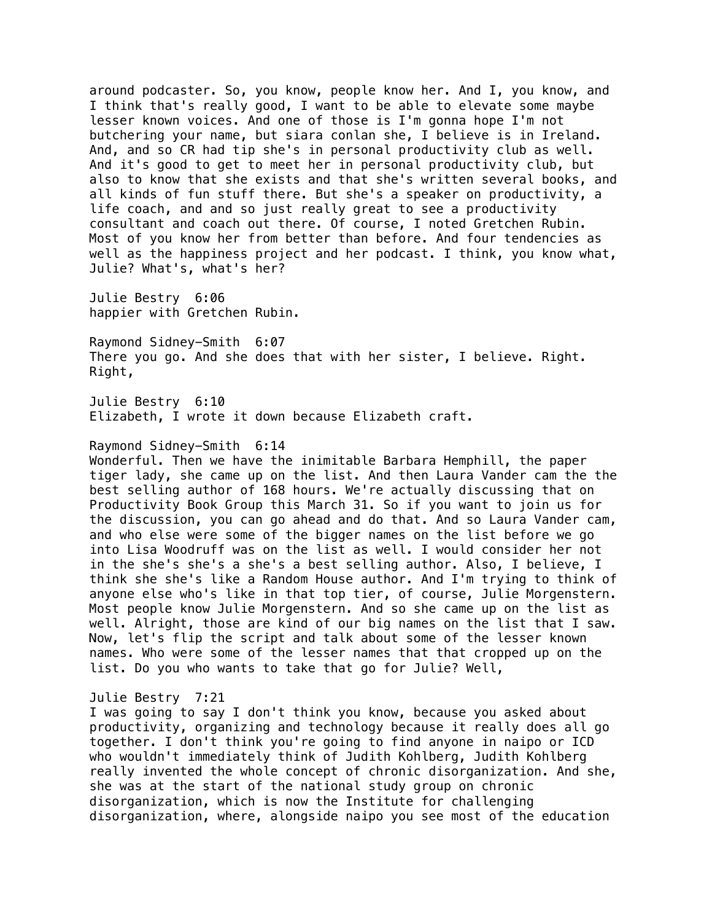around podcaster. So, you know, people know her. And I, you know, and I think that's really good, I want to be able to elevate some maybe lesser known voices. And one of those is I'm gonna hope I'm not butchering your name, but siara conlan she, I believe is in Ireland. And, and so CR had tip she's in personal productivity club as well. And it's good to get to meet her in personal productivity club, but also to know that she exists and that she's written several books, and all kinds of fun stuff there. But she's a speaker on productivity, a life coach, and and so just really great to see a productivity consultant and coach out there. Of course, I noted Gretchen Rubin. Most of you know her from better than before. And four tendencies as well as the happiness project and her podcast. I think, you know what, Julie? What's, what's her?

Julie Bestry 6:06
happier with Gretchen Rubin.

Raymond Sidney-Smith 6:07
There you go. And she does that with her sister, I believe. Right. Right,

Julie Bestry 6:10
Elizabeth, I wrote it down because Elizabeth craft.

Raymond Sidney-Smith 6:14
Wonderful. Then we have the inimitable Barbara Hemphill, the paper tiger lady, she came up on the list. And then Laura Vander cam the the best selling author of 168 hours. We're actually discussing that on Productivity Book Group this March 31. So if you want to join us for the discussion, you can go ahead and do that. And so Laura Vander cam, and who else were some of the bigger names on the list before we go into Lisa Woodruff was on the list as well. I would consider her not in the she's she's a she's a best selling author. Also, I believe, I think she she's like a Random House author. And I'm trying to think of anyone else who's like in that top tier, of course, Julie Morgenstern. Most people know Julie Morgenstern. And so she came up on the list as well. Alright, those are kind of our big names on the list that I saw. Now, let's flip the script and talk about some of the lesser known names. Who were some of the lesser names that that cropped up on the list. Do you who wants to take that go for Julie? Well,

Julie Bestry 7:21
I was going to say I don't think you know, because you asked about productivity, organizing and technology because it really does all go together. I don't think you're going to find anyone in naipo or ICD who wouldn't immediately think of Judith Kohlberg, Judith Kohlberg really invented the whole concept of chronic disorganization. And she, she was at the start of the national study group on chronic disorganization, which is now the Institute for challenging disorganization, where, alongside naipo you see most of the education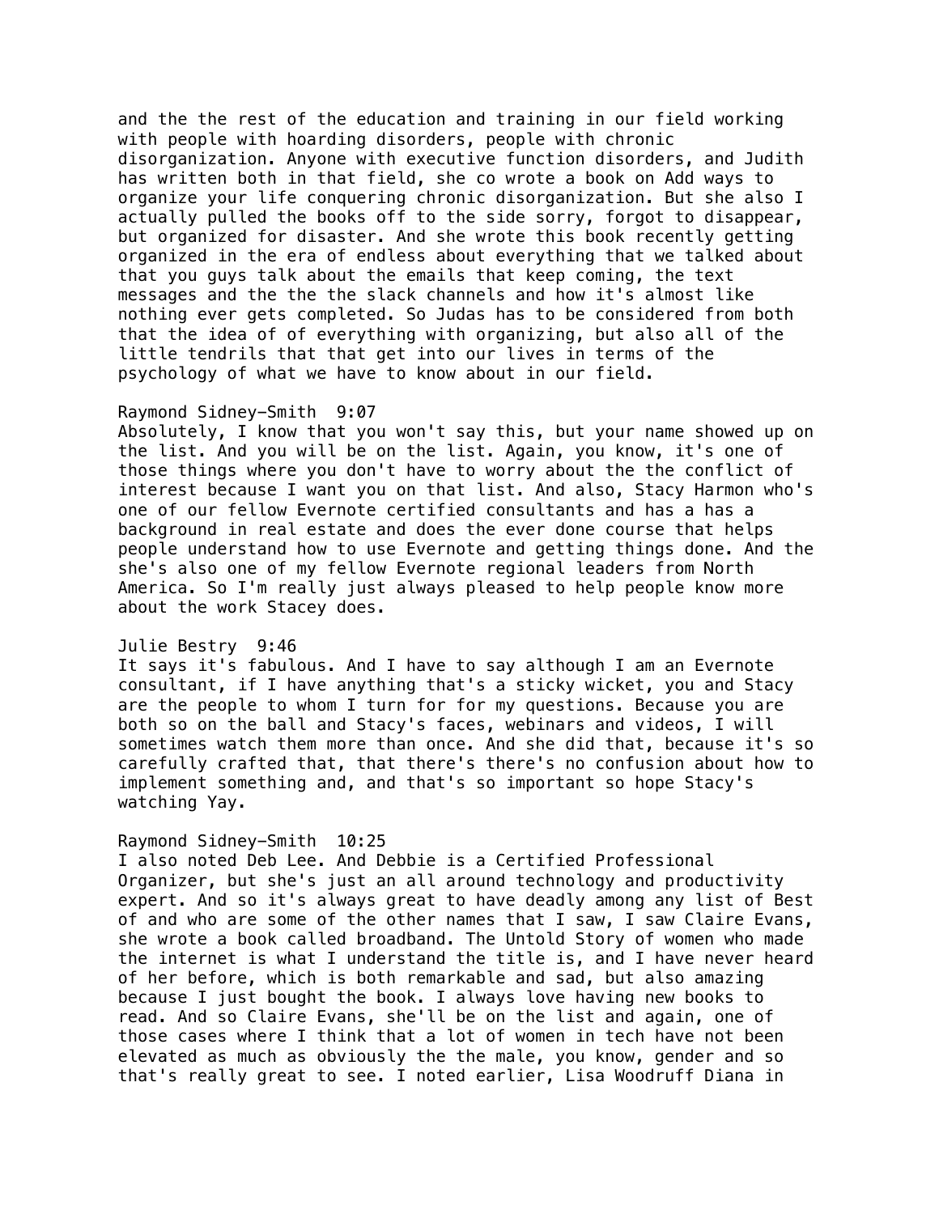and the the rest of the education and training in our field working with people with hoarding disorders, people with chronic disorganization. Anyone with executive function disorders, and Judith has written both in that field, she co wrote a book on Add ways to organize your life conquering chronic disorganization. But she also I actually pulled the books off to the side sorry, forgot to disappear, but organized for disaster. And she wrote this book recently getting organized in the era of endless about everything that we talked about that you guys talk about the emails that keep coming, the text messages and the the the slack channels and how it's almost like nothing ever gets completed. So Judas has to be considered from both that the idea of of everything with organizing, but also all of the little tendrils that that get into our lives in terms of the psychology of what we have to know about in our field.

Raymond Sidney-Smith  9:07
Absolutely, I know that you won't say this, but your name showed up on the list. And you will be on the list. Again, you know, it's one of those things where you don't have to worry about the the conflict of interest because I want you on that list. And also, Stacy Harmon who's one of our fellow Evernote certified consultants and has a has a background in real estate and does the ever done course that helps people understand how to use Evernote and getting things done. And the she's also one of my fellow Evernote regional leaders from North America. So I'm really just always pleased to help people know more about the work Stacey does.

Julie Bestry  9:46
It says it's fabulous. And I have to say although I am an Evernote consultant, if I have anything that's a sticky wicket, you and Stacy are the people to whom I turn for for my questions. Because you are both so on the ball and Stacy's faces, webinars and videos, I will sometimes watch them more than once. And she did that, because it's so carefully crafted that, that there's there's no confusion about how to implement something and, and that's so important so hope Stacy's watching Yay.

Raymond Sidney-Smith  10:25
I also noted Deb Lee. And Debbie is a Certified Professional Organizer, but she's just an all around technology and productivity expert. And so it's always great to have deadly among any list of Best of and who are some of the other names that I saw, I saw Claire Evans, she wrote a book called broadband. The Untold Story of women who made the internet is what I understand the title is, and I have never heard of her before, which is both remarkable and sad, but also amazing because I just bought the book. I always love having new books to read. And so Claire Evans, she'll be on the list and again, one of those cases where I think that a lot of women in tech have not been elevated as much as obviously the the male, you know, gender and so that's really great to see. I noted earlier, Lisa Woodruff Diana in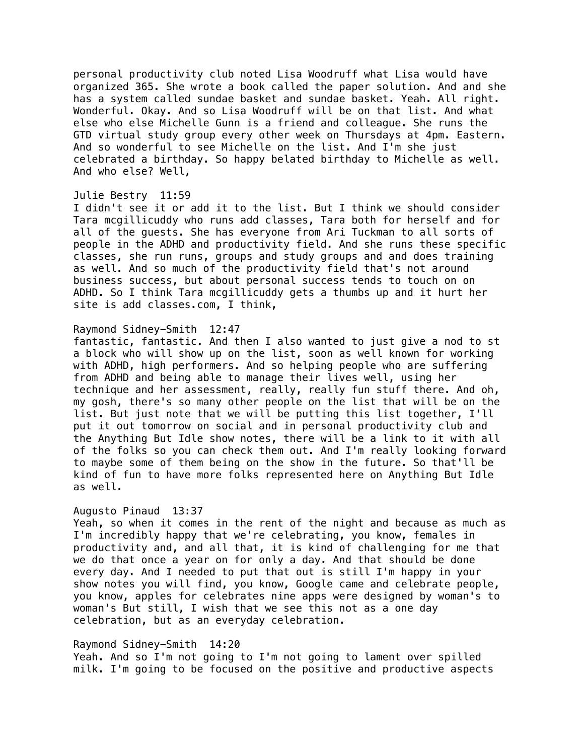personal productivity club noted Lisa Woodruff what Lisa would have organized 365. She wrote a book called the paper solution. And and she has a system called sundae basket and sundae basket. Yeah. All right. Wonderful. Okay. And so Lisa Woodruff will be on that list. And what else who else Michelle Gunn is a friend and colleague. She runs the GTD virtual study group every other week on Thursdays at 4pm. Eastern. And so wonderful to see Michelle on the list. And I'm she just celebrated a birthday. So happy belated birthday to Michelle as well. And who else? Well,

Julie Bestry 11:59
I didn't see it or add it to the list. But I think we should consider Tara mcgillicuddy who runs add classes, Tara both for herself and for all of the guests. She has everyone from Ari Tuckman to all sorts of people in the ADHD and productivity field. And she runs these specific classes, she run runs, groups and study groups and and does training as well. And so much of the productivity field that's not around business success, but about personal success tends to touch on on ADHD. So I think Tara mcgillicuddy gets a thumbs up and it hurt her site is add classes.com, I think,

Raymond Sidney-Smith 12:47
fantastic, fantastic. And then I also wanted to just give a nod to st a block who will show up on the list, soon as well known for working with ADHD, high performers. And so helping people who are suffering from ADHD and being able to manage their lives well, using her technique and her assessment, really, really fun stuff there. And oh, my gosh, there's so many other people on the list that will be on the list. But just note that we will be putting this list together, I'll put it out tomorrow on social and in personal productivity club and the Anything But Idle show notes, there will be a link to it with all of the folks so you can check them out. And I'm really looking forward to maybe some of them being on the show in the future. So that'll be kind of fun to have more folks represented here on Anything But Idle as well.

Augusto Pinaud 13:37
Yeah, so when it comes in the rent of the night and because as much as I'm incredibly happy that we're celebrating, you know, females in productivity and, and all that, it is kind of challenging for me that we do that once a year on for only a day. And that should be done every day. And I needed to put that out is still I'm happy in your show notes you will find, you know, Google came and celebrate people, you know, apples for celebrates nine apps were designed by woman's to woman's But still, I wish that we see this not as a one day celebration, but as an everyday celebration.

Raymond Sidney-Smith 14:20
Yeah. And so I'm not going to I'm not going to lament over spilled milk. I'm going to be focused on the positive and productive aspects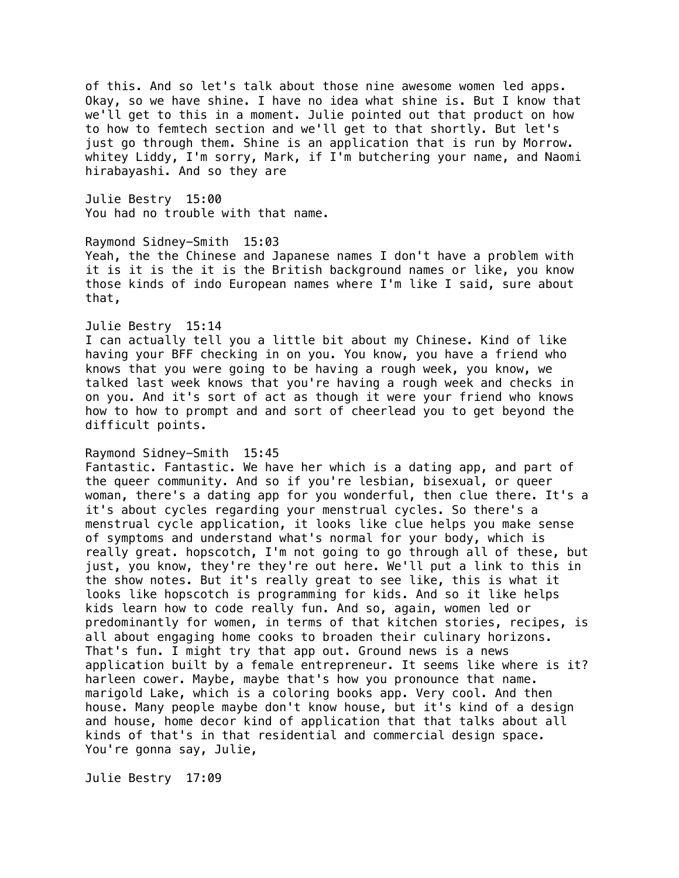of this. And so let's talk about those nine awesome women led apps. Okay, so we have shine. I have no idea what shine is. But I know that we'll get to this in a moment. Julie pointed out that product on how to how to femtech section and we'll get to that shortly. But let's just go through them. Shine is an application that is run by Morrow. whitey Liddy, I'm sorry, Mark, if I'm butchering your name, and Naomi hirabayashi. And so they are

Julie Bestry 15:00
You had no trouble with that name.

Raymond Sidney-Smith 15:03
Yeah, the the Chinese and Japanese names I don't have a problem with it is it is the it is the British background names or like, you know those kinds of indo European names where I'm like I said, sure about that,

Julie Bestry 15:14
I can actually tell you a little bit about my Chinese. Kind of like having your BFF checking in on you. You know, you have a friend who knows that you were going to be having a rough week, you know, we talked last week knows that you're having a rough week and checks in on you. And it's sort of act as though it were your friend who knows how to how to prompt and and sort of cheerlead you to get beyond the difficult points.

Raymond Sidney-Smith 15:45
Fantastic. Fantastic. We have her which is a dating app, and part of the queer community. And so if you're lesbian, bisexual, or queer woman, there's a dating app for you wonderful, then clue there. It's a it's about cycles regarding your menstrual cycles. So there's a menstrual cycle application, it looks like clue helps you make sense of symptoms and understand what's normal for your body, which is really great. hopscotch, I'm not going to go through all of these, but just, you know, they're they're out here. We'll put a link to this in the show notes. But it's really great to see like, this is what it looks like hopscotch is programming for kids. And so it like helps kids learn how to code really fun. And so, again, women led or predominantly for women, in terms of that kitchen stories, recipes, is all about engaging home cooks to broaden their culinary horizons. That's fun. I might try that app out. Ground news is a news application built by a female entrepreneur. It seems like where is it? harleen cower. Maybe, maybe that's how you pronounce that name. marigold Lake, which is a coloring books app. Very cool. And then house. Many people maybe don't know house, but it's kind of a design and house, home decor kind of application that that talks about all kinds of that's in that residential and commercial design space. You're gonna say, Julie,

Julie Bestry 17:09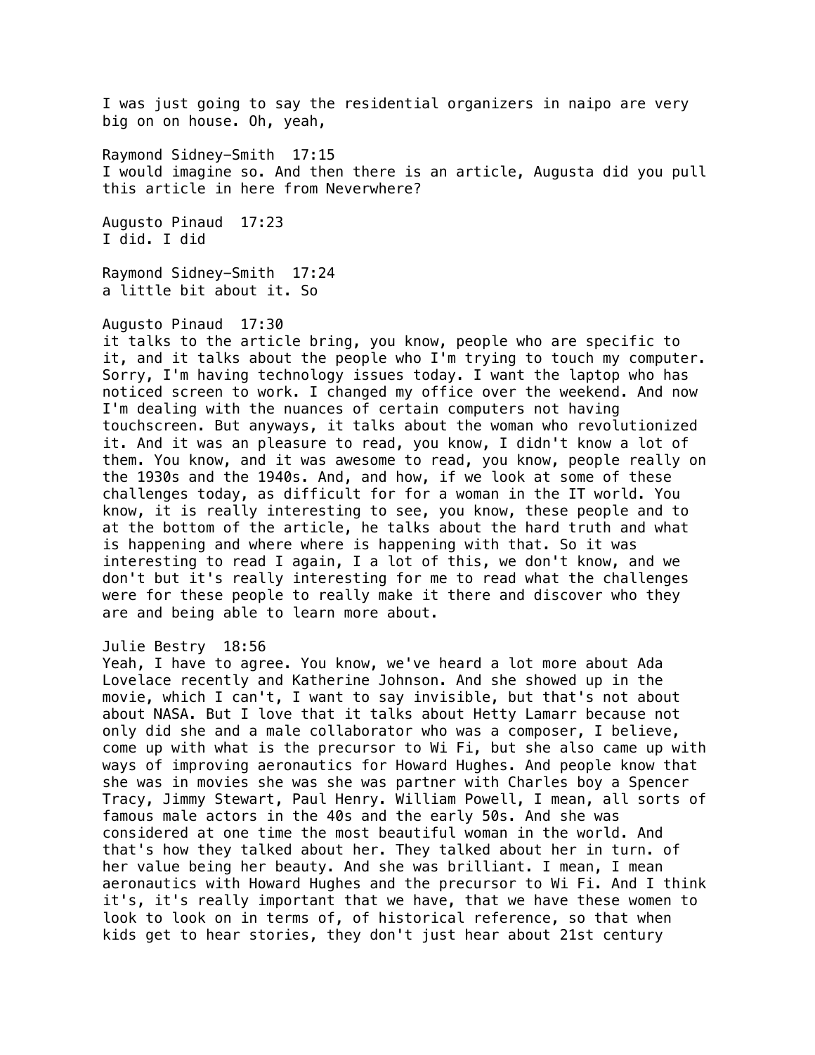I was just going to say the residential organizers in naipo are very big on on house. Oh, yeah,

Raymond Sidney-Smith 17:15
I would imagine so. And then there is an article, Augusta did you pull this article in here from Neverwhere?

Augusto Pinaud 17:23
I did. I did

Raymond Sidney-Smith 17:24
a little bit about it. So

Augusto Pinaud 17:30
it talks to the article bring, you know, people who are specific to it, and it talks about the people who I'm trying to touch my computer. Sorry, I'm having technology issues today. I want the laptop who has noticed screen to work. I changed my office over the weekend. And now I'm dealing with the nuances of certain computers not having touchscreen. But anyways, it talks about the woman who revolutionized it. And it was an pleasure to read, you know, I didn't know a lot of them. You know, and it was awesome to read, you know, people really on the 1930s and the 1940s. And, and how, if we look at some of these challenges today, as difficult for for a woman in the IT world. You know, it is really interesting to see, you know, these people and to at the bottom of the article, he talks about the hard truth and what is happening and where where is happening with that. So it was interesting to read I again, I a lot of this, we don't know, and we don't but it's really interesting for me to read what the challenges were for these people to really make it there and discover who they are and being able to learn more about.

Julie Bestry 18:56
Yeah, I have to agree. You know, we've heard a lot more about Ada Lovelace recently and Katherine Johnson. And she showed up in the movie, which I can't, I want to say invisible, but that's not about about NASA. But I love that it talks about Hetty Lamarr because not only did she and a male collaborator who was a composer, I believe, come up with what is the precursor to Wi Fi, but she also came up with ways of improving aeronautics for Howard Hughes. And people know that she was in movies she was she was partner with Charles boy a Spencer Tracy, Jimmy Stewart, Paul Henry. William Powell, I mean, all sorts of famous male actors in the 40s and the early 50s. And she was considered at one time the most beautiful woman in the world. And that's how they talked about her. They talked about her in turn. of her value being her beauty. And she was brilliant. I mean, I mean aeronautics with Howard Hughes and the precursor to Wi Fi. And I think it's, it's really important that we have, that we have these women to look to look on in terms of, of historical reference, so that when kids get to hear stories, they don't just hear about 21st century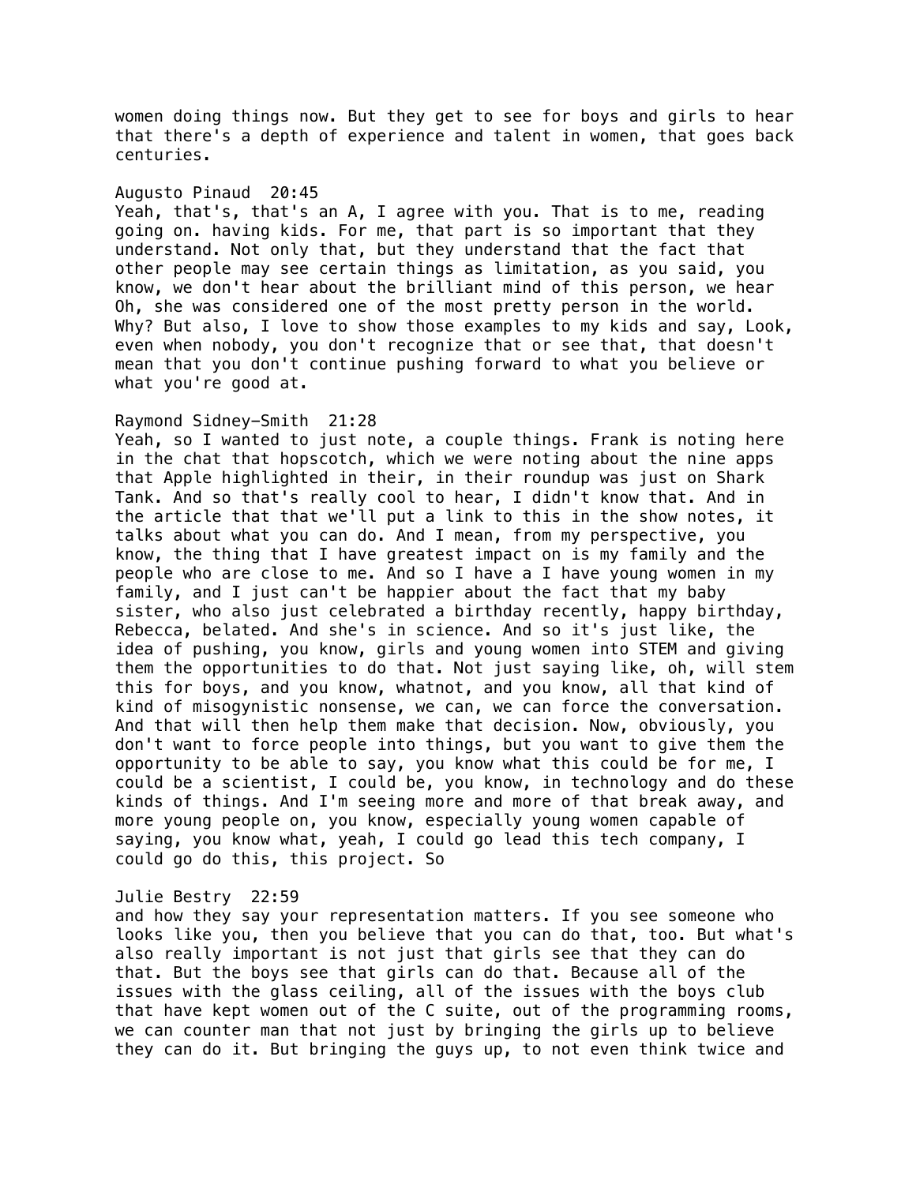women doing things now. But they get to see for boys and girls to hear that there's a depth of experience and talent in women, that goes back centuries.

Augusto Pinaud 20:45
Yeah, that's, that's an A, I agree with you. That is to me, reading going on. having kids. For me, that part is so important that they understand. Not only that, but they understand that the fact that other people may see certain things as limitation, as you said, you know, we don't hear about the brilliant mind of this person, we hear Oh, she was considered one of the most pretty person in the world. Why? But also, I love to show those examples to my kids and say, Look, even when nobody, you don't recognize that or see that, that doesn't mean that you don't continue pushing forward to what you believe or what you're good at.

Raymond Sidney-Smith 21:28
Yeah, so I wanted to just note, a couple things. Frank is noting here in the chat that hopscotch, which we were noting about the nine apps that Apple highlighted in their, in their roundup was just on Shark Tank. And so that's really cool to hear, I didn't know that. And in the article that that we'll put a link to this in the show notes, it talks about what you can do. And I mean, from my perspective, you know, the thing that I have greatest impact on is my family and the people who are close to me. And so I have a I have young women in my family, and I just can't be happier about the fact that my baby sister, who also just celebrated a birthday recently, happy birthday, Rebecca, belated. And she's in science. And so it's just like, the idea of pushing, you know, girls and young women into STEM and giving them the opportunities to do that. Not just saying like, oh, will stem this for boys, and you know, whatnot, and you know, all that kind of kind of misogynistic nonsense, we can, we can force the conversation. And that will then help them make that decision. Now, obviously, you don't want to force people into things, but you want to give them the opportunity to be able to say, you know what this could be for me, I could be a scientist, I could be, you know, in technology and do these kinds of things. And I'm seeing more and more of that break away, and more young people on, you know, especially young women capable of saying, you know what, yeah, I could go lead this tech company, I could go do this, this project. So

Julie Bestry 22:59
and how they say your representation matters. If you see someone who looks like you, then you believe that you can do that, too. But what's also really important is not just that girls see that they can do that. But the boys see that girls can do that. Because all of the issues with the glass ceiling, all of the issues with the boys club that have kept women out of the C suite, out of the programming rooms, we can counter man that not just by bringing the girls up to believe they can do it. But bringing the guys up, to not even think twice and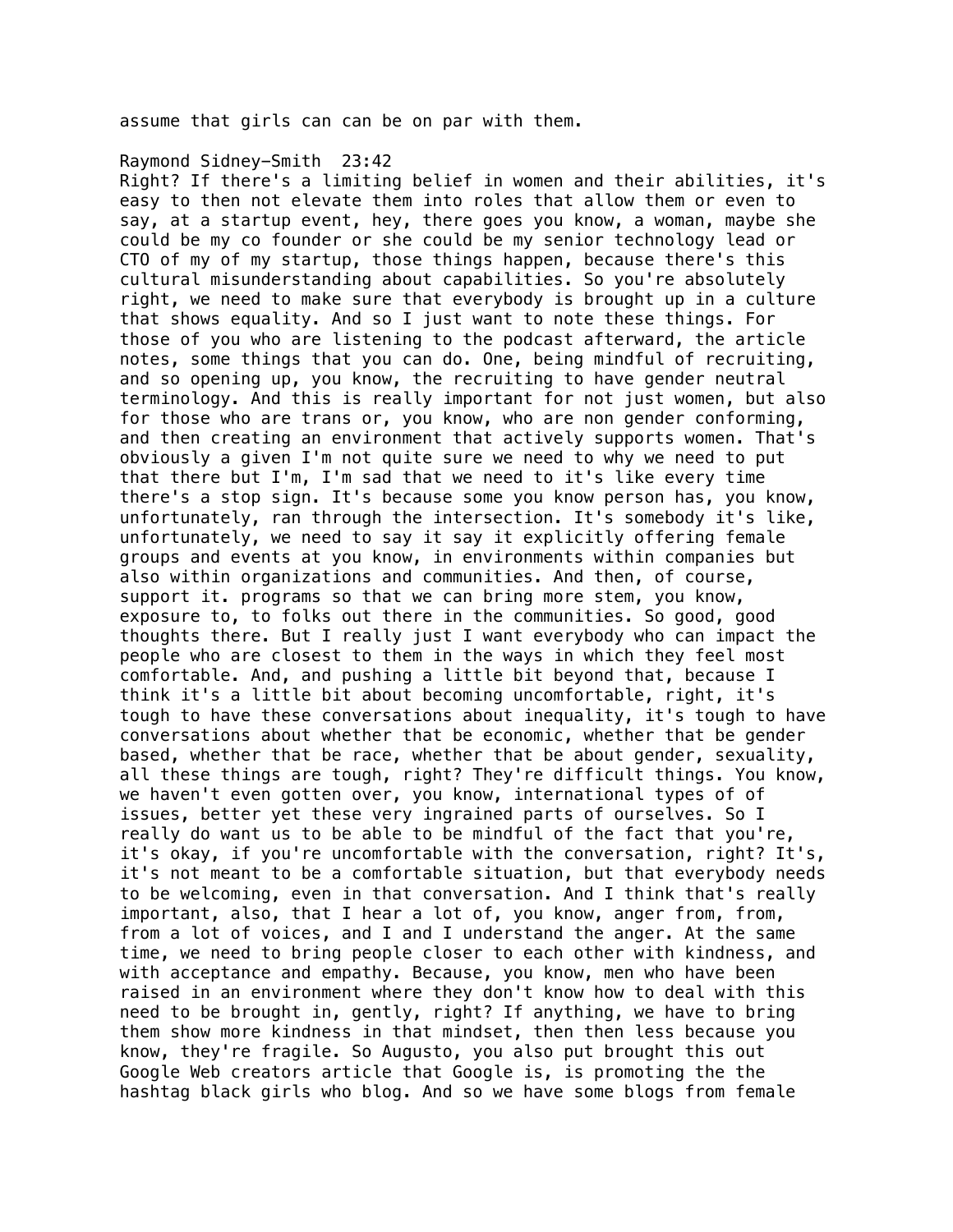assume that girls can can be on par with them.

Raymond Sidney-Smith  23:42
Right? If there's a limiting belief in women and their abilities, it's easy to then not elevate them into roles that allow them or even to say, at a startup event, hey, there goes you know, a woman, maybe she could be my co founder or she could be my senior technology lead or CTO of my of my startup, those things happen, because there's this cultural misunderstanding about capabilities. So you're absolutely right, we need to make sure that everybody is brought up in a culture that shows equality. And so I just want to note these things. For those of you who are listening to the podcast afterward, the article notes, some things that you can do. One, being mindful of recruiting, and so opening up, you know, the recruiting to have gender neutral terminology. And this is really important for not just women, but also for those who are trans or, you know, who are non gender conforming, and then creating an environment that actively supports women. That's obviously a given I'm not quite sure we need to why we need to put that there but I'm, I'm sad that we need to it's like every time there's a stop sign. It's because some you know person has, you know, unfortunately, ran through the intersection. It's somebody it's like, unfortunately, we need to say it say it explicitly offering female groups and events at you know, in environments within companies but also within organizations and communities. And then, of course, support it. programs so that we can bring more stem, you know, exposure to, to folks out there in the communities. So good, good thoughts there. But I really just I want everybody who can impact the people who are closest to them in the ways in which they feel most comfortable. And, and pushing a little bit beyond that, because I think it's a little bit about becoming uncomfortable, right, it's tough to have these conversations about inequality, it's tough to have conversations about whether that be economic, whether that be gender based, whether that be race, whether that be about gender, sexuality, all these things are tough, right? They're difficult things. You know, we haven't even gotten over, you know, international types of of issues, better yet these very ingrained parts of ourselves. So I really do want us to be able to be mindful of the fact that you're, it's okay, if you're uncomfortable with the conversation, right? It's, it's not meant to be a comfortable situation, but that everybody needs to be welcoming, even in that conversation. And I think that's really important, also, that I hear a lot of, you know, anger from, from, from a lot of voices, and I and I understand the anger. At the same time, we need to bring people closer to each other with kindness, and with acceptance and empathy. Because, you know, men who have been raised in an environment where they don't know how to deal with this need to be brought in, gently, right? If anything, we have to bring them show more kindness in that mindset, then then less because you know, they're fragile. So Augusto, you also put brought this out Google Web creators article that Google is, is promoting the the hashtag black girls who blog. And so we have some blogs from female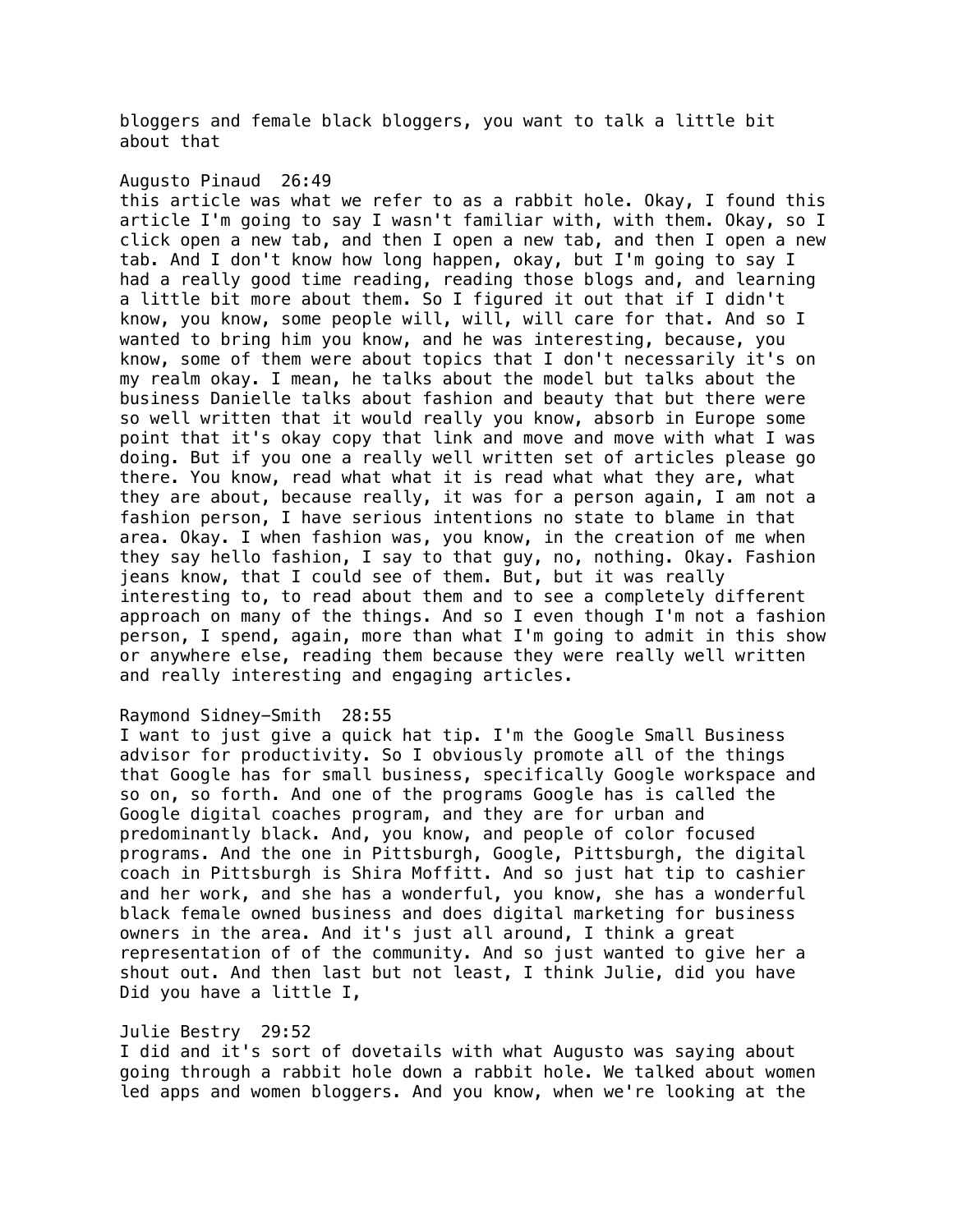bloggers and female black bloggers, you want to talk a little bit about that

Augusto Pinaud  26:49
this article was what we refer to as a rabbit hole. Okay, I found this article I'm going to say I wasn't familiar with, with them. Okay, so I click open a new tab, and then I open a new tab, and then I open a new tab. And I don't know how long happen, okay, but I'm going to say I had a really good time reading, reading those blogs and, and learning a little bit more about them. So I figured it out that if I didn't know, you know, some people will, will, will care for that. And so I wanted to bring him you know, and he was interesting, because, you know, some of them were about topics that I don't necessarily it's on my realm okay. I mean, he talks about the model but talks about the business Danielle talks about fashion and beauty that but there were so well written that it would really you know, absorb in Europe some point that it's okay copy that link and move and move with what I was doing. But if you one a really well written set of articles please go there. You know, read what what it is read what what they are, what they are about, because really, it was for a person again, I am not a fashion person, I have serious intentions no state to blame in that area. Okay. I when fashion was, you know, in the creation of me when they say hello fashion, I say to that guy, you know, no, nothing. Okay. Fashion jeans know, that I could see of them. But, but it was really interesting to, to read about them and to see a completely different approach on many of the things. And so I even though I'm not a fashion person, I spend, again, more than what I'm going to admit in this show or anywhere else, reading them because they were really well written and really interesting and engaging articles.

Raymond Sidney-Smith  28:55
I want to just give a quick hat tip. I'm the Google Small Business advisor for productivity. So I obviously promote all of the things that Google has for small business, specifically Google workspace and so on, so forth. And one of the programs Google has is called the Google digital coaches program, and they are for urban and predominantly black. And, you know, and people of color focused programs. And the one in Pittsburgh, Google, Pittsburgh, the digital coach in Pittsburgh is Shira Moffitt. And so just hat tip to cashier and her work, and she has a wonderful, you know, she has a wonderful black female owned business and does digital marketing for business owners in the area. And it's just all around, I think a great representation of of the community. And so just wanted to give her a shout out. And then last but not least, I think Julie, did you have Did you have a little I,

Julie Bestry  29:52
I did and it's sort of dovetails with what Augusto was saying about going through a rabbit hole down a rabbit hole. We talked about women led apps and women bloggers. And you know, when we're looking at the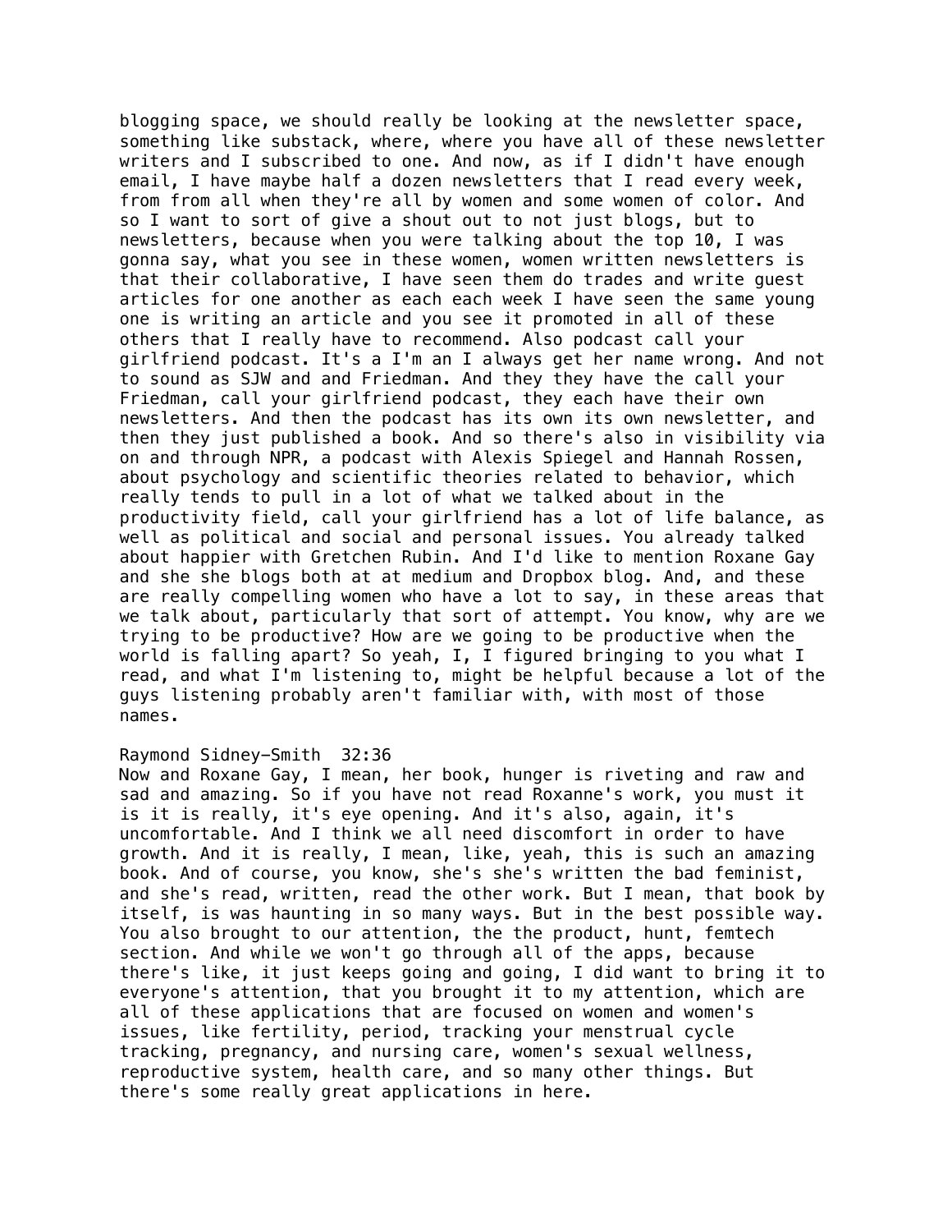blogging space, we should really be looking at the newsletter space, something like substack, where, where you have all of these newsletter writers and I subscribed to one. And now, as if I didn't have enough email, I have maybe half a dozen newsletters that I read every week, from from all when they're all by women and some women of color. And so I want to sort of give a shout out to not just blogs, but to newsletters, because when you were talking about the top 10, I was gonna say, what you see in these women, women written newsletters is that their collaborative, I have seen them do trades and write guest articles for one another as each each week I have seen the same young one is writing an article and you see it promoted in all of these others that I really have to recommend. Also podcast call your girlfriend podcast. It's a I'm an I always get her name wrong. And not to sound as SJW and and Friedman. And they they have the call your Friedman, call your girlfriend podcast, they each have their own newsletters. And then the podcast has its own newsletter, and then they just published a book. And so there's also in visibility via on and through NPR, a podcast with Alexis Spiegel and Hannah Rossen, about psychology and scientific theories related to behavior, which really tends to pull in a lot of what we talked about in the productivity field, call your girlfriend has a lot of life balance, as well as political and social and personal issues. You already talked about happier with Gretchen Rubin. And I'd like to mention Roxane Gay and she she blogs both at at medium and Dropbox blog. And, and these are really compelling women who have a lot to say, in these areas that we talk about, particularly that sort of attempt. You know, why are we trying to be productive? How are we going to be productive when the world is falling apart? So yeah, I, I figured bringing to you what I read, and what I'm listening to, might be helpful because a lot of the guys listening probably aren't familiar with, with most of those names.

Raymond Sidney-Smith 32:36
Now and Roxane Gay, I mean, her book, hunger is riveting and raw and sad and amazing. So if you have not read Roxanne's work, you must it is it is really, it's eye opening. And it's also, again, it's uncomfortable. And I think we all need discomfort in order to have growth. And it is really, I mean, like, yeah, this is such an amazing book. And of course, you know, she's she's written the bad feminist, and she's read, written, read the other work. But I mean, that book by itself, is was haunting in so many ways. But in the best possible way. You also brought to our attention, the the product, hunt, femtech section. And while we won't go through all of the apps, because there's like, it just keeps going and going, I did want to bring it to everyone's attention, that you brought it to my attention, which are all of these applications that are focused on women and women's issues, like fertility, period, tracking your menstrual cycle tracking, pregnancy, and nursing care, women's sexual wellness, reproductive system, health care, and so many other things. But there's some really great applications in here.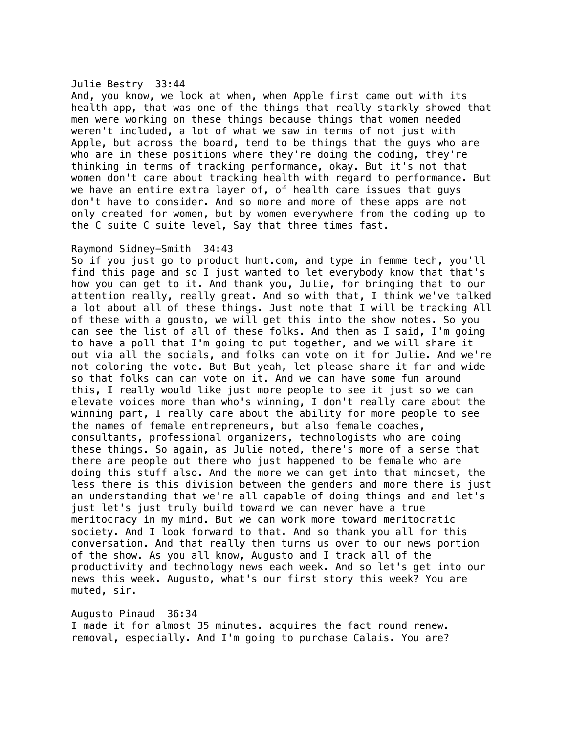Julie Bestry  33:44
And, you know, we look at when, when Apple first came out with its health app, that was one of the things that really starkly showed that men were working on these things because things that women needed weren't included, a lot of what we saw in terms of not just with Apple, but across the board, tend to be things that the guys who are who are in these positions where they're doing the coding, they're thinking in terms of tracking performance, okay. But it's not that women don't care about tracking health with regard to performance. But we have an entire extra layer of, of health care issues that guys don't have to consider. And so more and more of these apps are not only created for women, but by women everywhere from the coding up to the C suite C suite level, Say that three times fast.

Raymond Sidney-Smith  34:43
So if you just go to product hunt.com, and type in femme tech, you'll find this page and so I just wanted to let everybody know that that's how you can get to it. And thank you, Julie, for bringing that to our attention really, really great. And so with that, I think we've talked a lot about all of these things. Just note that I will be tracking All of these with a gousto, we will get this into the show notes. So you can see the list of all of these folks. And then as I said, I'm going to have a poll that I'm going to put together, and we will share it out via all the socials, and folks can vote on it for Julie. And we're not coloring the vote. But But yeah, let please share it far and wide so that folks can can vote on it. And we can have some fun around this, I really would like just more people to see it just so we can elevate voices more than who's winning, I don't really care about the winning part, I really care about the ability for more people to see the names of female entrepreneurs, but also female coaches, consultants, professional organizers, technologists who are doing these things. So again, as Julie noted, there's more of a sense that there are people out there who just happened to be female who are doing this stuff also. And the more we can get into that mindset, the less there is this division between the genders and more there is just an understanding that we're all capable of doing things and and let's just let's just truly build toward we can never have a true meritocracy in my mind. But we can work more toward meritocratic society. And I look forward to that. And so thank you all for this conversation. And that really then turns us over to our news portion of the show. As you all know, Augusto and I track all of the productivity and technology news each week. And so let's get into our news this week. Augusto, what's our first story this week? You are muted, sir.

Augusto Pinaud  36:34
I made it for almost 35 minutes. acquires the fact round renew. removal, especially. And I'm going to purchase Calais. You are?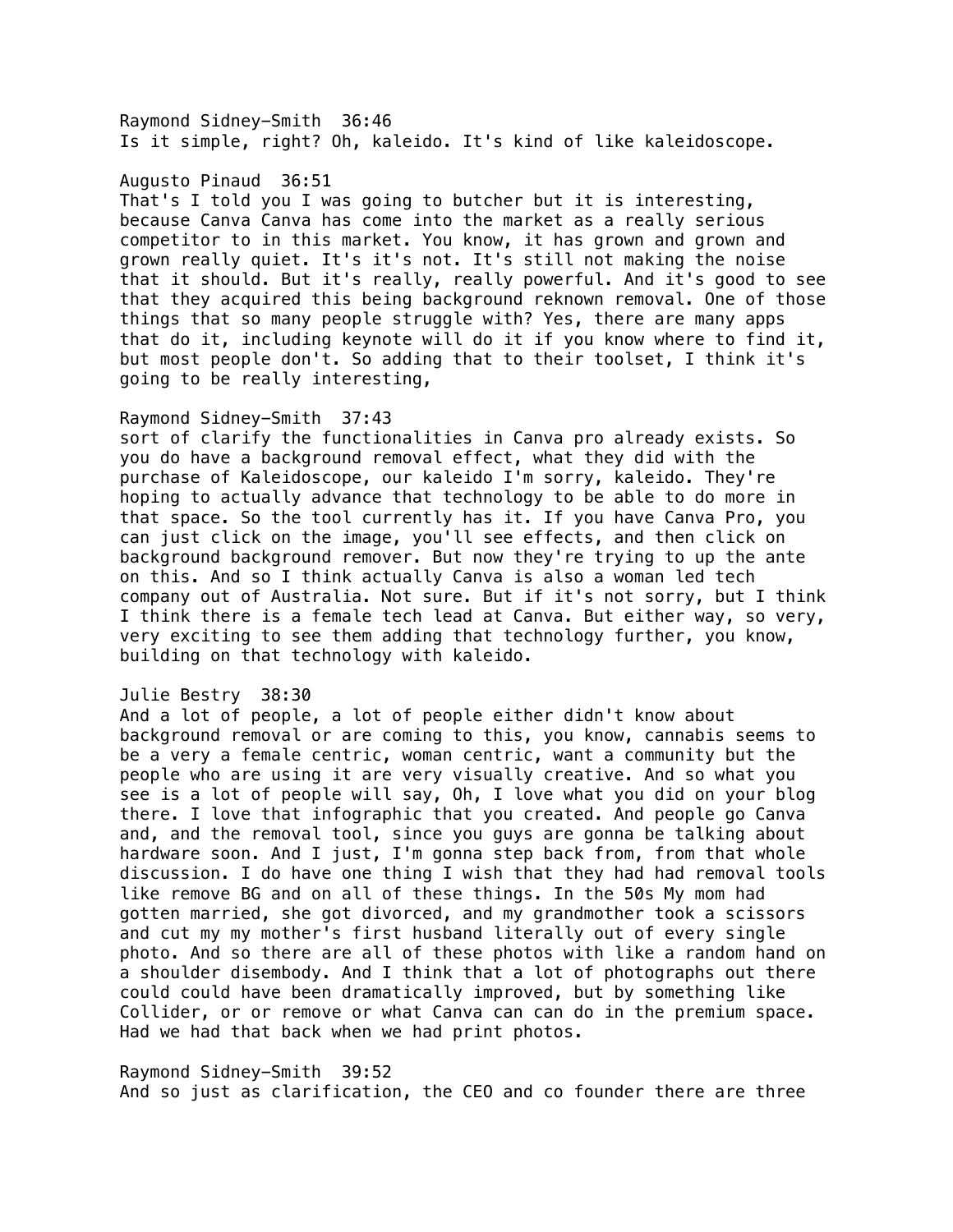Raymond Sidney-Smith  36:46
Is it simple, right? Oh, kaleido. It's kind of like kaleidoscope.

Augusto Pinaud  36:51
That's I told you I was going to butcher but it is interesting, because Canva Canva has come into the market as a really serious competitor to in this market. You know, it has grown and grown and grown really quiet. It's it's not. It's still not making the noise that it should. But it's really, really powerful. And it's good to see that they acquired this being background reknown removal. One of those things that so many people struggle with? Yes, there are many apps that do it, including keynote will do it if you know where to find it, but most people don't. So adding that to their toolset, I think it's going to be really interesting,

Raymond Sidney-Smith  37:43
sort of clarify the functionalities in Canva pro already exists. So you do have a background removal effect, what they did with the purchase of Kaleidoscope, our kaleido I'm sorry, kaleido. They're hoping to actually advance that technology to be able to do more in that space. So the tool currently has it. If you have Canva Pro, you can just click on the image, you'll see effects, and then click on background background remover. But now they're trying to up the ante on this. And so I think actually Canva is also a woman led tech company out of Australia. Not sure. But if it's not sorry, but I think I think there is a female tech lead at Canva. But either way, so very, very exciting to see them adding that technology further, you know, building on that technology with kaleido.

Julie Bestry  38:30
And a lot of people, a lot of people either didn't know about background removal or are coming to this, you know, cannabis seems to be a very a female centric, woman centric, want a community but the people who are using it are very visually creative. And so what you see is a lot of people will say, Oh, I love what you did on your blog there. I love that infographic that you created. And people go Canva and, and the removal tool, since you guys are gonna be talking about hardware soon. And I just, I'm gonna step back from, from that whole discussion. I do have one thing I wish that they had had removal tools like remove BG and on all of these things. In the 50s My mom had gotten married, she got divorced, and my grandmother took a scissors and cut my my mother's first husband literally out of every single photo. And so there are all of these photos with like a random hand on a shoulder disembody. And I think that a lot of photographs out there could could have been dramatically improved, but by something like Collider, or or remove or what Canva can can do in the premium space. Had we had that back when we had print photos.

Raymond Sidney-Smith  39:52
And so just as clarification, the CEO and co founder there are three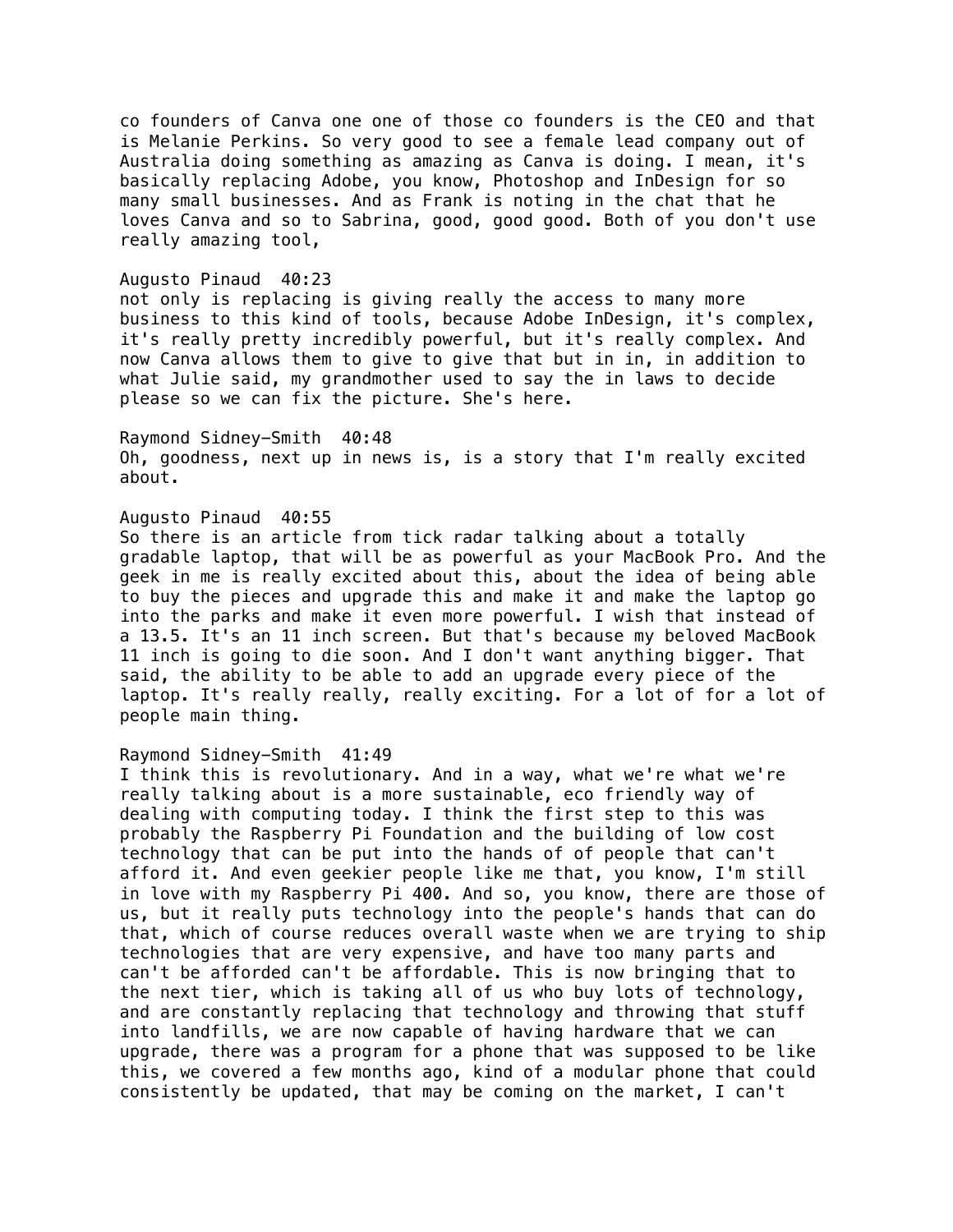co founders of Canva one one of those co founders is the CEO and that is Melanie Perkins. So very good to see a female lead company out of Australia doing something as amazing as Canva is doing. I mean, it's basically replacing Adobe, you know, Photoshop and InDesign for so many small businesses. And as Frank is noting in the chat that he loves Canva and so to Sabrina, good, good good. Both of you don't use really amazing tool,

Augusto Pinaud 40:23
not only is replacing is giving really the access to many more business to this kind of tools, because Adobe InDesign, it's complex, it's really pretty incredibly powerful, but it's really complex. And now Canva allows them to give to give that but in in, in addition to what Julie said, my grandmother used to say the in laws to decide please so we can fix the picture. She's here.

Raymond Sidney-Smith 40:48
Oh, goodness, next up in news is, is a story that I'm really excited about.

Augusto Pinaud 40:55
So there is an article from tick radar talking about a totally gradable laptop, that will be as powerful as your MacBook Pro. And the geek in me is really excited about this, about the idea of being able to buy the pieces and upgrade this and make it and make the laptop go into the parks and make it even more powerful. I wish that instead of a 13.5. It's an 11 inch screen. But that's because my beloved MacBook 11 inch is going to die soon. And I don't want anything bigger. That said, the ability to be able to add an upgrade every piece of the laptop. It's really really, really exciting. For a lot of for a lot of people main thing.

Raymond Sidney-Smith 41:49
I think this is revolutionary. And in a way, what we're what we're really talking about is a more sustainable, eco friendly way of dealing with computing today. I think the first step to this was probably the Raspberry Pi Foundation and the building of low cost technology that can be put into the hands of of people that can't afford it. And even geekier people like me that, you know, I'm still in love with my Raspberry Pi 400. And so, you know, there are those of us, but it really puts technology into the people's hands that can do that, which of course reduces overall waste when we are trying to ship technologies that are very expensive, and have too many parts and can't be afforded can't be affordable. This is now bringing that to the next tier, which is taking all of us who buy lots of technology, and are constantly replacing that technology and throwing that stuff into landfills, we are now capable of having hardware that we can upgrade, there was a program for a phone that was supposed to be like this, we covered a few months ago, kind of a modular phone that could consistently be updated, that may be coming on the market, I can't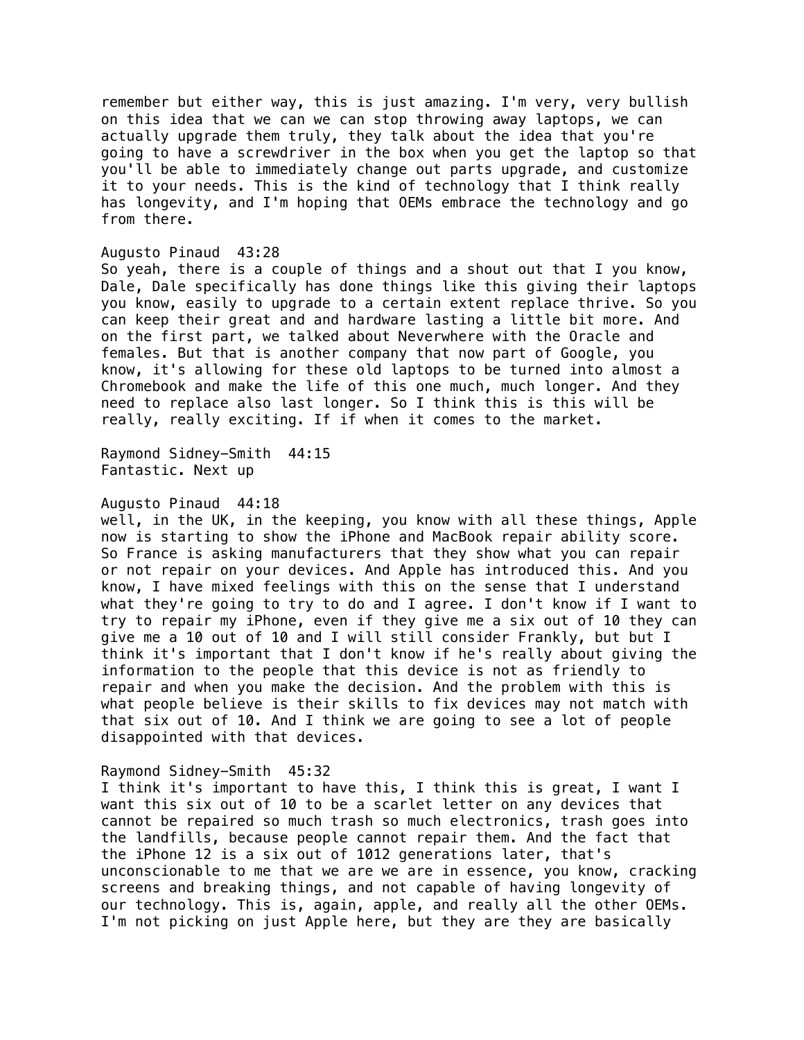remember but either way, this is just amazing. I'm very, very bullish on this idea that we can we can stop throwing away laptops, we can actually upgrade them truly, they talk about the idea that you're going to have a screwdriver in the box when you get the laptop so that you'll be able to immediately change out parts upgrade, and customize it to your needs. This is the kind of technology that I think really has longevity, and I'm hoping that OEMs embrace the technology and go from there.

Augusto Pinaud  43:28
So yeah, there is a couple of things and a shout out that I you know, Dale, Dale specifically has done things like this giving their laptops you know, easily to upgrade to a certain extent replace thrive. So you can keep their great and and hardware lasting a little bit more. And on the first part, we talked about Neverwhere with the Oracle and females. But that is another company that now part of Google, you know, it's allowing for these old laptops to be turned into almost a Chromebook and make the life of this one much, much longer. And they need to replace also last longer. So I think this is this will be really, really exciting. If if when it comes to the market.

Raymond Sidney-Smith  44:15
Fantastic. Next up

Augusto Pinaud  44:18
well, in the UK, in the keeping, you know with all these things, Apple now is starting to show the iPhone and MacBook repair ability score. So France is asking manufacturers that they show what you can repair or not repair on your devices. And Apple has introduced this. And you know, I have mixed feelings with this on the sense that I understand what they're going to try to do and I agree. I don't know if I want to try to repair my iPhone, even if they give me a six out of 10 they can give me a 10 out of 10 and I will still consider Frankly, but but I think it's important that I don't know if he's really about giving the information to the people that this device is not as friendly to repair and when you make the decision. And the problem with this is what people believe is their skills to fix devices may not match with that six out of 10. And I think we are going to see a lot of people disappointed with that devices.

Raymond Sidney-Smith  45:32
I think it's important to have this, I think this is great, I want I want this six out of 10 to be a scarlet letter on any devices that cannot be repaired so much trash so much electronics, trash goes into the landfills, because people cannot repair them. And the fact that the iPhone 12 is a six out of 1012 generations later, that's unconscionable to me that we are we are in essence, you know, cracking screens and breaking things, and not capable of having longevity of our technology. This is, again, apple, and really all the other OEMs. I'm not picking on just Apple here, but they are they are basically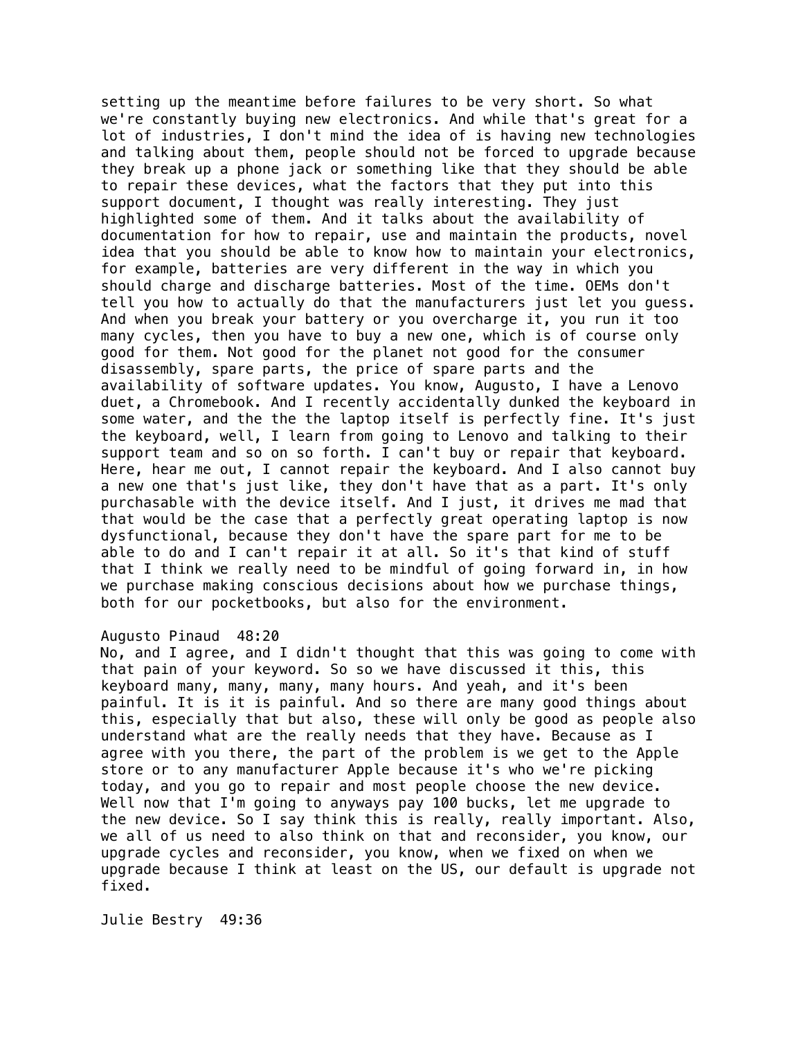setting up the meantime before failures to be very short. So what we're constantly buying new electronics. And while that's great for a lot of industries, I don't mind the idea of is having new technologies and talking about them, people should not be forced to upgrade because they break up a phone jack or something like that they should be able to repair these devices, what the factors that they put into this support document, I thought was really interesting. They just highlighted some of them. And it talks about the availability of documentation for how to repair, use and maintain the products, novel idea that you should be able to know how to maintain your electronics, for example, batteries are very different in the way in which you should charge and discharge batteries. Most of the time. OEMs don't tell you how to actually do that the manufacturers just let you guess. And when you break your battery or you overcharge it, you run it too many cycles, then you have to buy a new one, which is of course only good for them. Not good for the planet not good for the consumer disassembly, spare parts, the price of spare parts and the availability of software updates. You know, Augusto, I have a Lenovo duet, a Chromebook. And I recently accidentally dunked the keyboard in some water, and the the the laptop itself is perfectly fine. It's just the keyboard, well, I learn from going to Lenovo and talking to their support team and so on so forth. I can't buy or repair that keyboard. Here, hear me out, I cannot repair the keyboard. And I also cannot buy a new one that's just like, they don't have that as a part. It's only purchasable with the device itself. And I just, it drives me mad that that would be the case that a perfectly great operating laptop is now dysfunctional, because they don't have the spare part for me to be able to do and I can't repair it at all. So it's that kind of stuff that I think we really need to be mindful of going forward in, in how we purchase making conscious decisions about how we purchase things, both for our pocketbooks, but also for the environment.

Augusto Pinaud 48:20
No, and I agree, and I didn't thought that this was going to come with that pain of your keyword. So so we have discussed it this, this keyboard many, many, many, many hours. And yeah, and it's been painful. It is it is painful. And so there are many good things about this, especially that but also, these will only be good as people also understand what are the really needs that they have. Because as I agree with you there, the part of the problem is we get to the Apple store or to any manufacturer Apple because it's who we're picking today, and you go to repair and most people choose the new device. Well now that I'm going to anyways pay 100 bucks, let me upgrade to the new device. So I say think this is really, really important. Also, we all of us need to also think on that and reconsider, you know, our upgrade cycles and reconsider, you know, when we fixed on when we upgrade because I think at least on the US, our default is upgrade not fixed.

Julie Bestry 49:36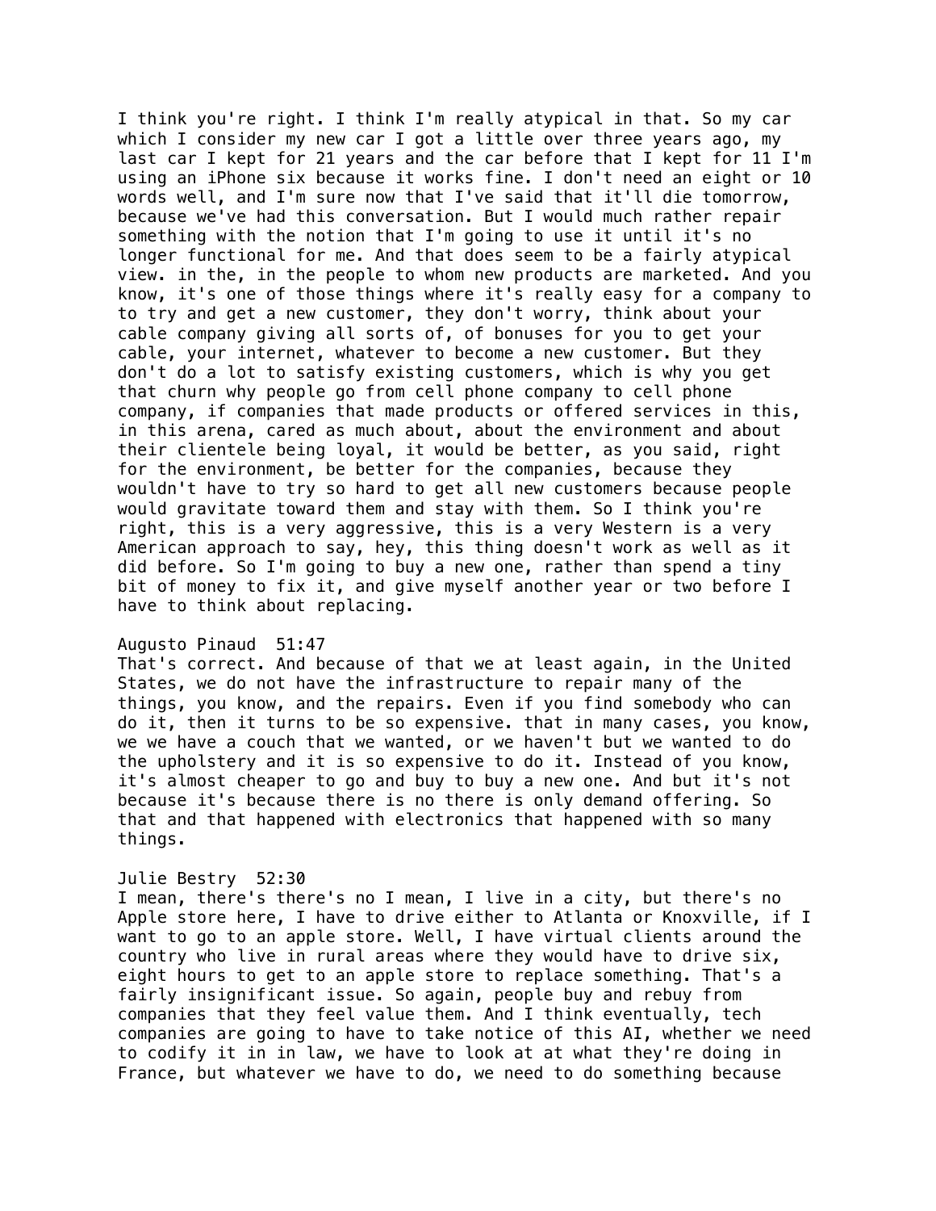I think you're right. I think I'm really atypical in that. So my car which I consider my new car I got a little over three years ago, my last car I kept for 21 years and the car before that I kept for 11 I'm using an iPhone six because it works fine. I don't need an eight or 10 words well, and I'm sure now that I've said that it'll die tomorrow, because we've had this conversation. But I would much rather repair something with the notion that I'm going to use it until it's no longer functional for me. And that does seem to be a fairly atypical view. in the, in the people to whom new products are marketed. And you know, it's one of those things where it's really easy for a company to to try and get a new customer, they don't worry, think about your cable company giving all sorts of, of bonuses for you to get your cable, your internet, whatever to become a new customer. But they don't do a lot to satisfy existing customers, which is why you get that churn why people go from cell phone company to cell phone company, if companies that made products or offered services in this, in this arena, cared as much about, about the environment and about their clientele being loyal, it would be better, as you said, right for the environment, be better for the companies, because they wouldn't have to try so hard to get all new customers because people would gravitate toward them and stay with them. So I think you're right, this is a very aggressive, this is a very Western is a very American approach to say, hey, this thing doesn't work as well as it did before. So I'm going to buy a new one, rather than spend a tiny bit of money to fix it, and give myself another year or two before I have to think about replacing.

Augusto Pinaud  51:47
That's correct. And because of that we at least again, in the United States, we do not have the infrastructure to repair many of the things, you know, and the repairs. Even if you find somebody who can do it, then it turns to be so expensive. that in many cases, you know, we we have a couch that we wanted, or we haven't but we wanted to do the upholstery and it is so expensive to do it. Instead of you know, it's almost cheaper to go and buy to buy a new one. And but it's not because it's because there is no there is only demand offering. So that and that happened with electronics that happened with so many things.

Julie Bestry  52:30
I mean, there's there's no I mean, I live in a city, but there's no Apple store here, I have to drive either to Atlanta or Knoxville, if I want to go to an apple store. Well, I have virtual clients around the country who live in rural areas where they would have to drive six, eight hours to get to an apple store to replace something. That's a fairly insignificant issue. So again, people buy and rebuy from companies that they feel value them. And I think eventually, tech companies are going to have to take notice of this AI, whether we need to codify it in in law, we have to look at at what they're doing in France, but whatever we have to do, we need to do something because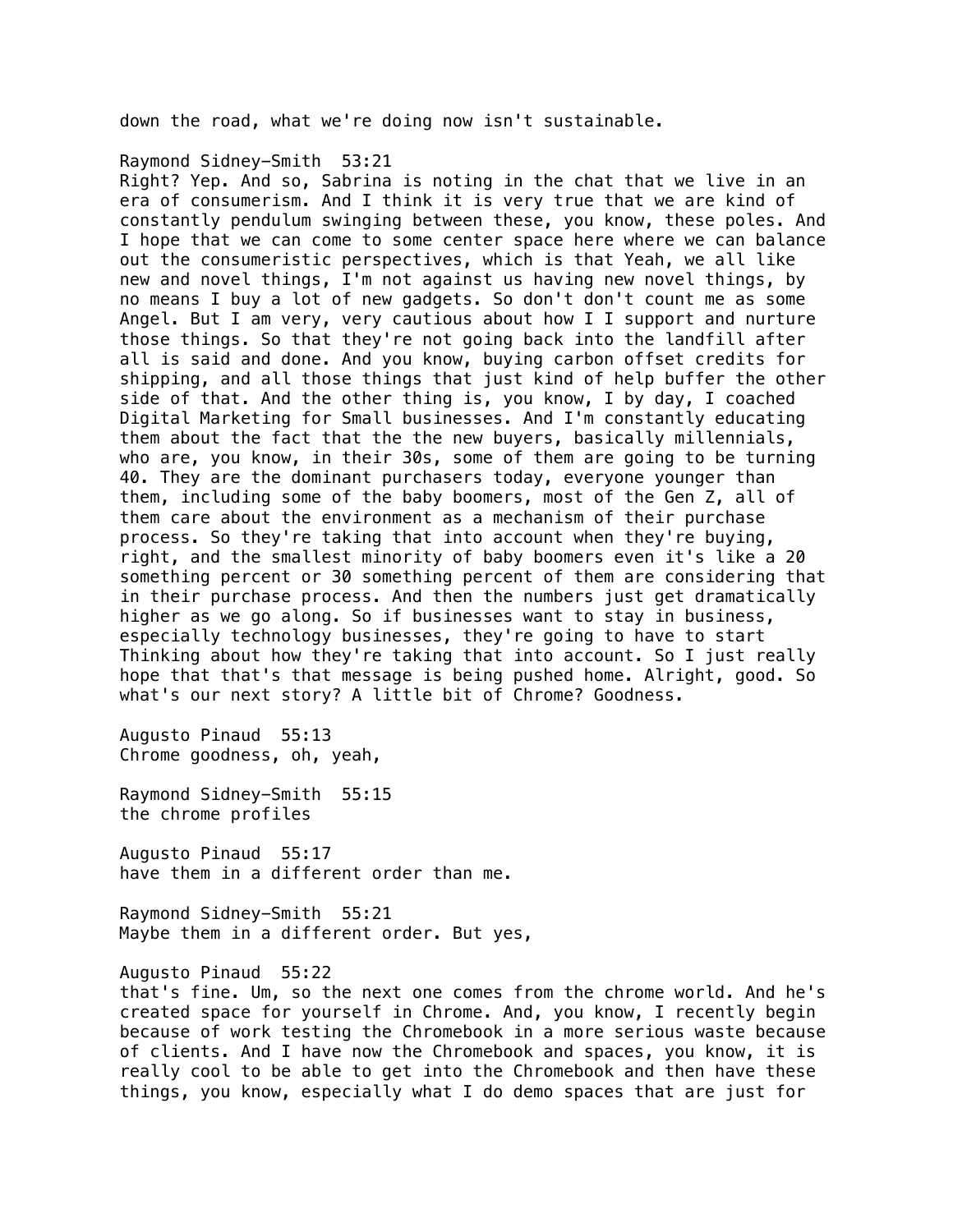down the road, what we're doing now isn't sustainable.

Raymond Sidney-Smith  53:21
Right? Yep. And so, Sabrina is noting in the chat that we live in an era of consumerism. And I think it is very true that we are kind of constantly pendulum swinging between these, you know, these poles. And I hope that we can come to some center space here where we can balance out the consumeristic perspectives, which is that Yeah, we all like new and novel things, I'm not against us having new novel things, by no means I buy a lot of new gadgets. So don't don't count me as some Angel. But I am very, very cautious about how I I support and nurture those things. So that they're not going back into the landfill after all is said and done. And you know, buying carbon offset credits for shipping, and all those things that just kind of help buffer the other side of that. And the other thing is, you know, I by day, I coached Digital Marketing for Small businesses. And I'm constantly educating them about the fact that the the new buyers, basically millennials, who are, you know, in their 30s, some of them are going to be turning 40. They are the dominant purchasers today, everyone younger than them, including some of the baby boomers, most of the Gen Z, all of them care about the environment as a mechanism of their purchase process. So they're taking that into account when they're buying, right, and the smallest minority of baby boomers even it's like a 20 something percent or 30 something percent of them are considering that in their purchase process. And then the numbers just get dramatically higher as we go along. So if businesses want to stay in business, especially technology businesses, they're going to have to start Thinking about how they're taking that into account. So I just really hope that that's that message is being pushed home. Alright, good. So what's our next story? A little bit of Chrome? Goodness.

Augusto Pinaud  55:13
Chrome goodness, oh, yeah,

Raymond Sidney-Smith  55:15
the chrome profiles

Augusto Pinaud  55:17
have them in a different order than me.

Raymond Sidney-Smith  55:21
Maybe them in a different order. But yes,

Augusto Pinaud  55:22
that's fine. Um, so the next one comes from the chrome world. And he's created space for yourself in Chrome. And, you know, I recently begin because of work testing the Chromebook in a more serious waste because of clients. And I have now the Chromebook and spaces, you know, it is really cool to be able to get into the Chromebook and then have these things, you know, especially what I do demo spaces that are just for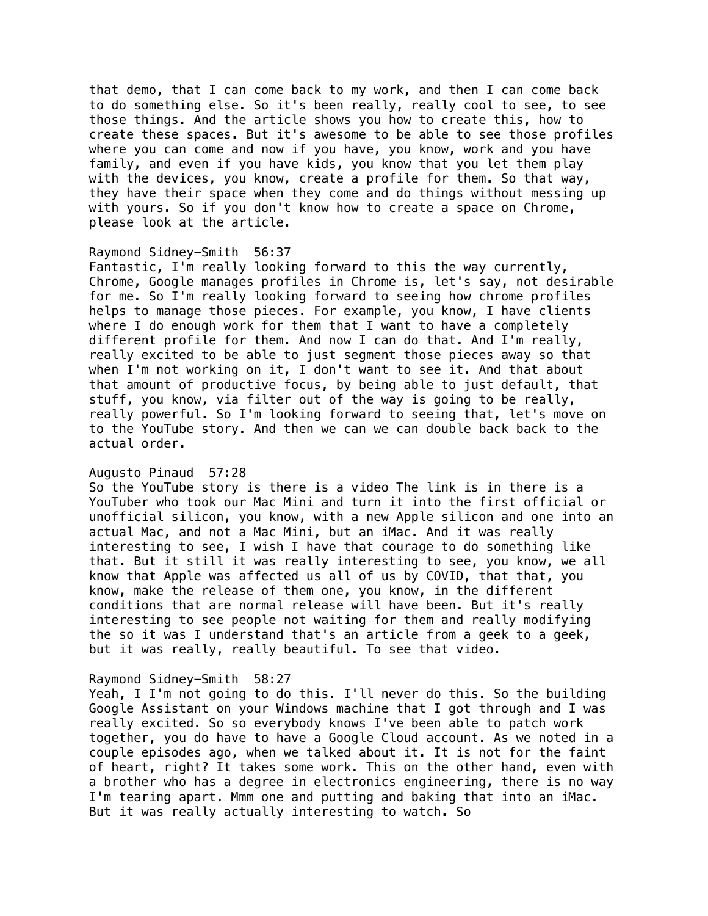that demo, that I can come back to my work, and then I can come back to do something else. So it's been really, really cool to see, to see those things. And the article shows you how to create this, how to create these spaces. But it's awesome to be able to see those profiles where you can come and now if you have, you know, work and you have family, and even if you have kids, you know that you let them play with the devices, you know, create a profile for them. So that way, they have their space when they come and do things without messing up with yours. So if you don't know how to create a space on Chrome, please look at the article.

Raymond Sidney-Smith 56:37
Fantastic, I'm really looking forward to this the way currently, Chrome, Google manages profiles in Chrome is, let's say, not desirable for me. So I'm really looking forward to seeing how chrome profiles helps to manage those pieces. For example, you know, I have clients where I do enough work for them that I want to have a completely different profile for them. And now I can do that. And I'm really, really excited to be able to just segment those pieces away so that when I'm not working on it, I don't want to see it. And that about that amount of productive focus, by being able to just default, that stuff, you know, via filter out of the way is going to be really, really powerful. So I'm looking forward to seeing that, let's move on to the YouTube story. And then we can we can double back back to the actual order.

Augusto Pinaud 57:28
So the YouTube story is there is a video The link is in there is a YouTuber who took our Mac Mini and turn it into the first official or unofficial silicon, you know, with a new Apple silicon and one into an actual Mac, and not a Mac Mini, but an iMac. And it was really interesting to see, I wish I have that courage to do something like that. But it still it was really interesting to see, you know, we all know that Apple was affected us all of us by COVID, that that, you know, make the release of them one, you know, in the different conditions that are normal release will have been. But it's really interesting to see people not waiting for them and really modifying the so it was I understand that's an article from a geek to a geek, but it was really, really beautiful. To see that video.

Raymond Sidney-Smith 58:27
Yeah, I I'm not going to do this. I'll never do this. So the building Google Assistant on your Windows machine that I got through and I was really excited. So so everybody knows I've been able to patch work together, you do have to have a Google Cloud account. As we noted in a couple episodes ago, when we talked about it. It is not for the faint of heart, right? It takes some work. This on the other hand, even with a brother who has a degree in electronics engineering, there is no way I'm tearing apart. Mmm one and putting and baking that into an iMac. But it was really actually interesting to watch. So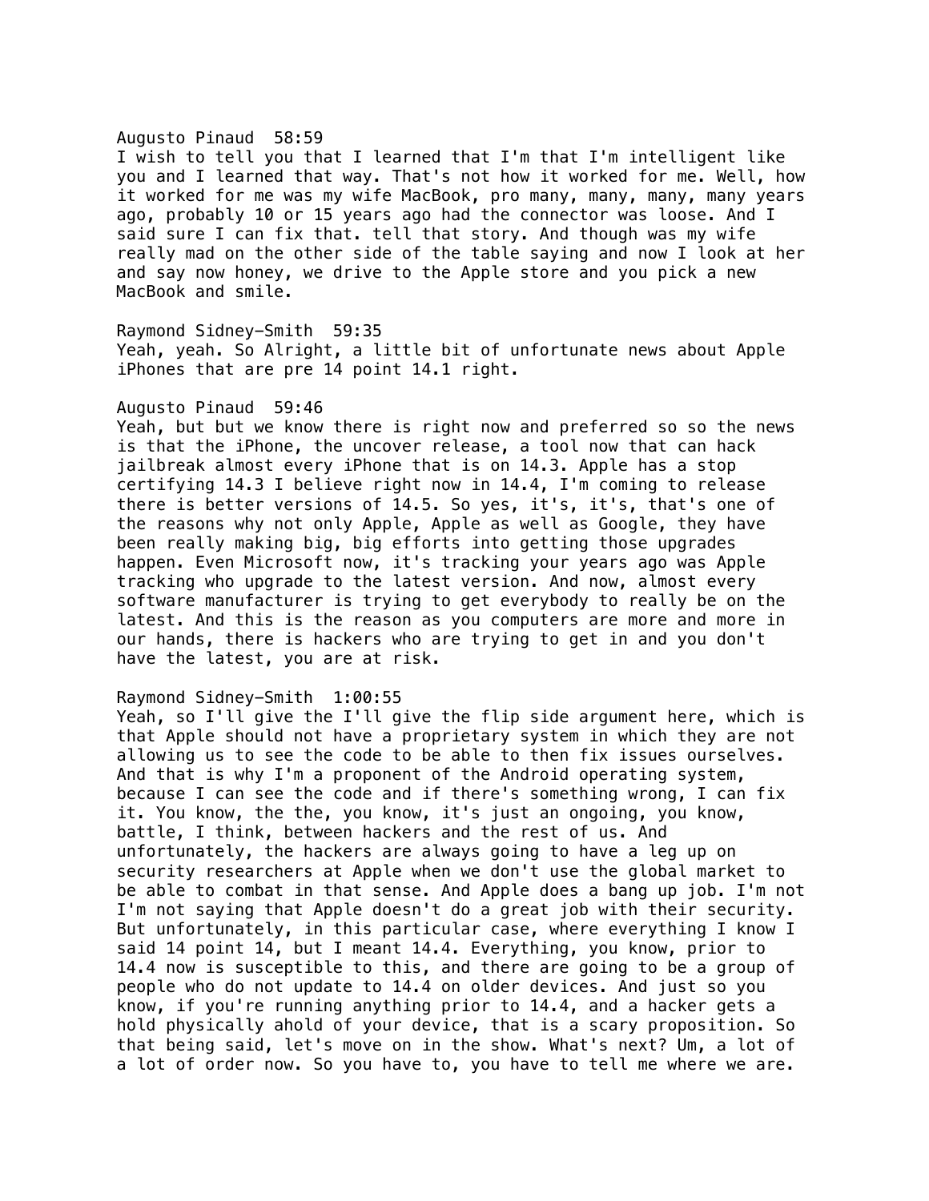Augusto Pinaud 58:59
I wish to tell you that I learned that I'm that I'm intelligent like you and I learned that way. That's not how it worked for me. Well, how it worked for me was my wife MacBook, pro many, many, many, many years ago, probably 10 or 15 years ago had the connector was loose. And I said sure I can fix that. tell that story. And though was my wife really mad on the other side of the table saying and now I look at her and say now honey, we drive to the Apple store and you pick a new MacBook and smile.

Raymond Sidney-Smith 59:35
Yeah, yeah. So Alright, a little bit of unfortunate news about Apple iPhones that are pre 14 point 14.1 right.

Augusto Pinaud 59:46
Yeah, but but we know there is right now and preferred so so the news is that the iPhone, the uncover release, a tool now that can hack jailbreak almost every iPhone that is on 14.3. Apple has a stop certifying 14.3 I believe right now in 14.4, I'm coming to release there is better versions of 14.5. So yes, it's, it's, that's one of the reasons why not only Apple, Apple as well as Google, they have been really making big, big efforts into getting those upgrades happen. Even Microsoft now, it's tracking your years ago was Apple tracking who upgrade to the latest version. And now, almost every software manufacturer is trying to get everybody to really be on the latest. And this is the reason as you computers are more and more in our hands, there is hackers who are trying to get in and you don't have the latest, you are at risk.

Raymond Sidney-Smith 1:00:55
Yeah, so I'll give the I'll give the flip side argument here, which is that Apple should not have a proprietary system in which they are not allowing us to see the code to be able to then fix issues ourselves. And that is why I'm a proponent of the Android operating system, because I can see the code and if there's something wrong, I can fix it. You know, the the, you know, it's just an ongoing, you know, battle, I think, between hackers and the rest of us. And unfortunately, the hackers are always going to have a leg up on security researchers at Apple when we don't use the global market to be able to combat in that sense. And Apple does a bang up job. I'm not I'm not saying that Apple doesn't do a great job with their security. But unfortunately, in this particular case, where everything I know I said 14 point 14, but I meant 14.4. Everything, you know, prior to 14.4 now is susceptible to this, and there are going to be a group of people who do not update to 14.4 on older devices. And just so you know, if you're running anything prior to 14.4, and a hacker gets a hold physically ahold of your device, that is a scary proposition. So that being said, let's move on in the show. What's next? Um, a lot of a lot of order now. So you have to, you have to tell me where we are.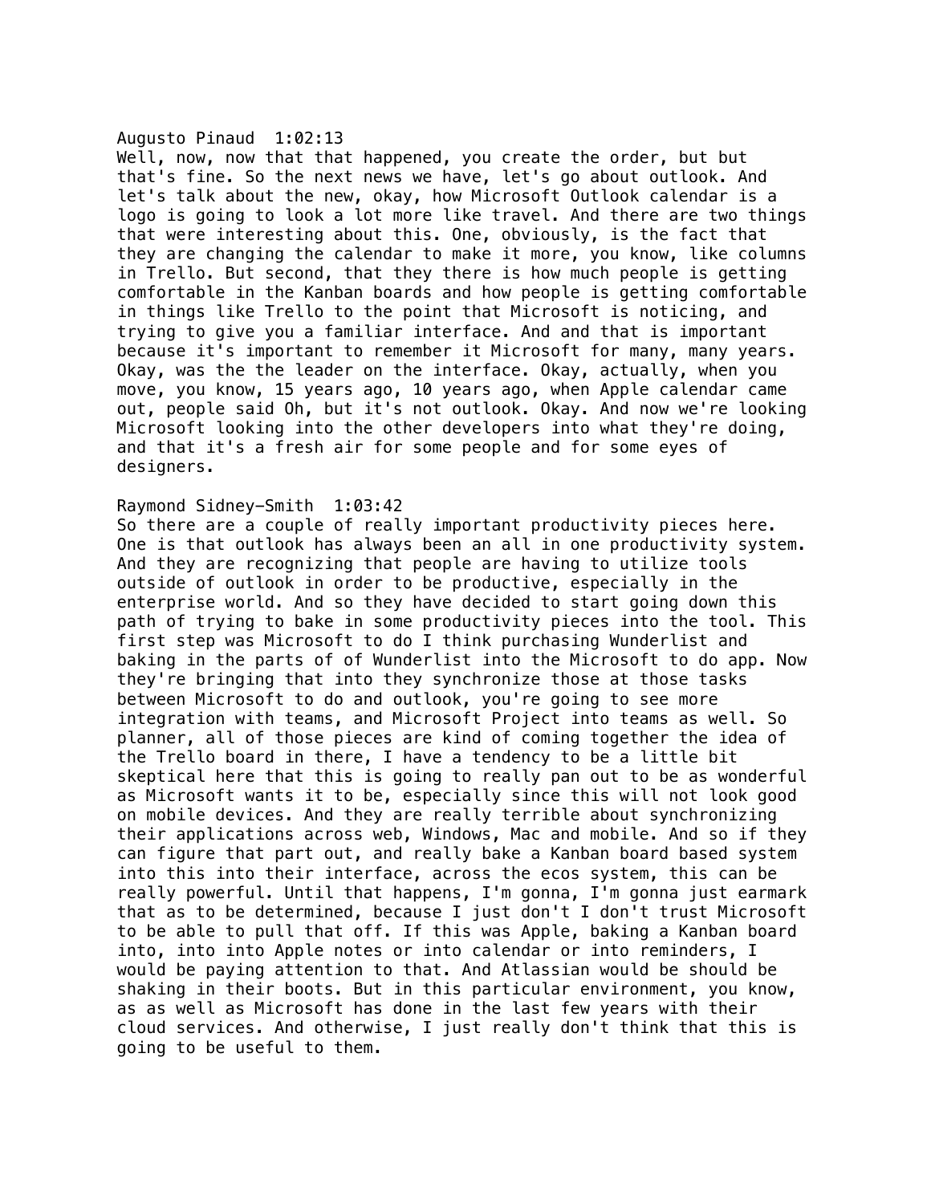Augusto Pinaud  1:02:13
Well, now, now that that happened, you create the order, but but that's fine. So the next news we have, let's go about outlook. And let's talk about the new, okay, how Microsoft Outlook calendar is a logo is going to look a lot more like travel. And there are two things that were interesting about this. One, obviously, is the fact that they are changing the calendar to make it more, you know, like columns in Trello. But second, that they there is how much people is getting comfortable in the Kanban boards and how people is getting comfortable in things like Trello to the point that Microsoft is noticing, and trying to give you a familiar interface. And and that is important because it's important to remember it Microsoft for many, many years. Okay, was the the leader on the interface. Okay, actually, when you move, you know, 15 years ago, 10 years ago, when Apple calendar came out, people said Oh, but it's not outlook. Okay. And now we're looking Microsoft looking into the other developers into what they're doing, and that it's a fresh air for some people and for some eyes of designers.

Raymond Sidney-Smith  1:03:42
So there are a couple of really important productivity pieces here. One is that outlook has always been an all in one productivity system. And they are recognizing that people are having to utilize tools outside of outlook in order to be productive, especially in the enterprise world. And so they have decided to start going down this path of trying to bake in some productivity pieces into the tool. This first step was Microsoft to do I think purchasing Wunderlist and baking in the parts of Wunderlist into the Microsoft to do app. Now they're bringing that into they synchronize those at those tasks between Microsoft to do and outlook, you're going to see more integration with teams, and Microsoft Project into teams as well. So planner, all of those pieces are kind of coming together the idea of the Trello board in there, I have a tendency to be a little bit skeptical here that this is going to really pan out to be as wonderful as Microsoft wants it to be, especially since this will not look good on mobile devices. And they are really terrible about synchronizing their applications across web, Windows, Mac and mobile. And so if they can figure that part out, and really bake a Kanban board based system into this into their interface, across the ecos system, this can be really powerful. Until that happens, I'm gonna, I'm gonna just earmark that as to be determined, because I just don't I don't trust Microsoft to be able to pull that off. If this was Apple, baking a Kanban board into, into into Apple notes or into calendar or into reminders, I would be paying attention to that. And Atlassian would be should be shaking in their boots. But in this particular environment, you know, as as well as Microsoft has done in the last few years with their cloud services. And otherwise, I just really don't think that this is going to be useful to them.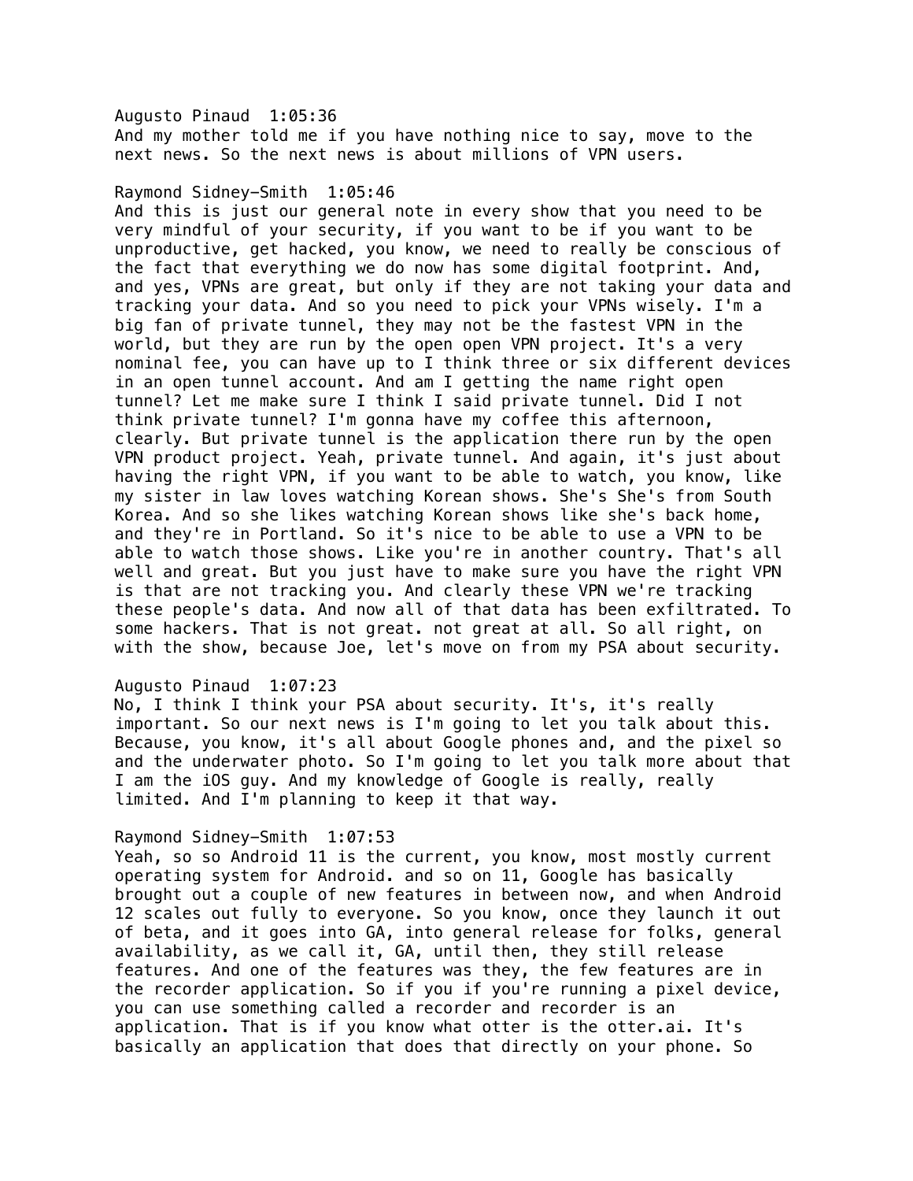Augusto Pinaud 1:05:36
And my mother told me if you have nothing nice to say, move to the next news. So the next news is about millions of VPN users.

Raymond Sidney-Smith 1:05:46
And this is just our general note in every show that you need to be very mindful of your security, if you want to be if you want to be unproductive, get hacked, you know, we need to really be conscious of the fact that everything we do now has some digital footprint. And, and yes, VPNs are great, but only if they are not taking your data and tracking your data. And so you need to pick your VPNs wisely. I'm a big fan of private tunnel, they may not be the fastest VPN in the world, but they are run by the open open VPN project. It's a very nominal fee, you can have up to I think three or six different devices in an open tunnel account. And am I getting the name right open tunnel? Let me make sure I think I said private tunnel. Did I not think private tunnel? I'm gonna have my coffee this afternoon, clearly. But private tunnel is the application there run by the open VPN product project. Yeah, private tunnel. And again, it's just about having the right VPN, if you want to be able to watch, you know, like my sister in law loves watching Korean shows. She's She's from South Korea. And so she likes watching Korean shows like she's back home, and they're in Portland. So it's nice to be able to use a VPN to be able to watch those shows. Like you're in another country. That's all well and great. But you just have to make sure you have the right VPN is that are not tracking you. And clearly these VPN we're tracking these people's data. And now all of that data has been exfiltrated. To some hackers. That is not great. not great at all. So all right, on with the show, because Joe, let's move on from my PSA about security.

Augusto Pinaud 1:07:23
No, I think I think your PSA about security. It's, it's really important. So our next news is I'm going to let you talk about this. Because, you know, it's all about Google phones and, and the pixel so and the underwater photo. So I'm going to let you talk more about that I am the iOS guy. And my knowledge of Google is really, really limited. And I'm planning to keep it that way.

Raymond Sidney-Smith 1:07:53
Yeah, so so Android 11 is the current, you know, most mostly current operating system for Android. and so on 11, Google has basically brought out a couple of new features in between now, and when Android 12 scales out fully to everyone. So you know, once they launch it out of beta, and it goes into GA, into general release for folks, general availability, as we call it, GA, until then, they still release features. And one of the features was they, the few features are in the recorder application. So if you if you're running a pixel device, you can use something called a recorder and recorder is an application. That is if you know what otter is the otter.ai. It's basically an application that does that directly on your phone. So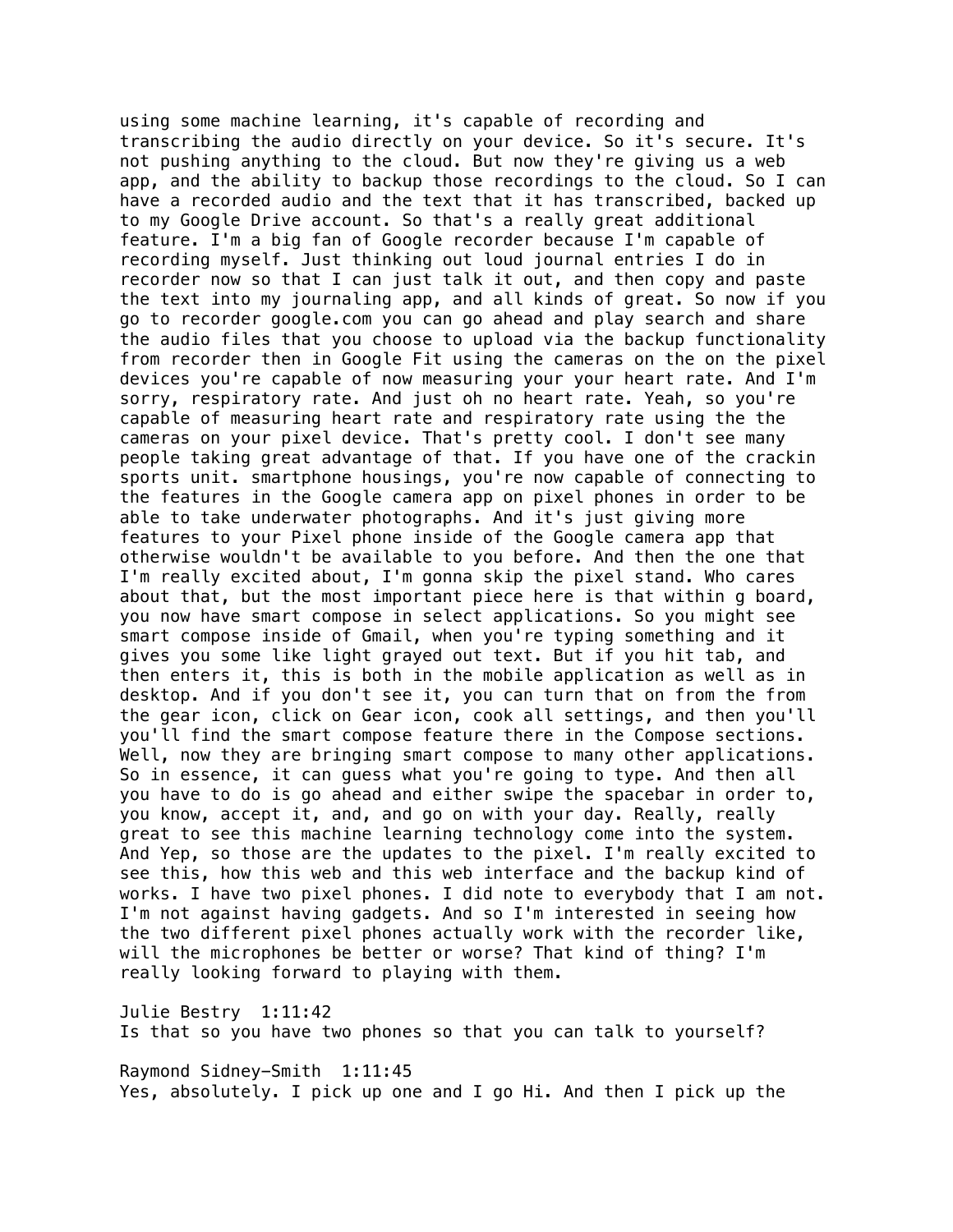using some machine learning, it's capable of recording and transcribing the audio directly on your device. So it's secure. It's not pushing anything to the cloud. But now they're giving us a web app, and the ability to backup those recordings to the cloud. So I can have a recorded audio and the text that it has transcribed, backed up to my Google Drive account. So that's a really great additional feature. I'm a big fan of Google recorder because I'm capable of recording myself. Just thinking out loud journal entries I do in recorder now so that I can just talk it out, and then copy and paste the text into my journaling app, and all kinds of great. So now if you go to recorder google.com you can go ahead and play search and share the audio files that you choose to upload via the backup functionality from recorder then in Google Fit using the cameras on the on the pixel devices you're capable of now measuring your your heart rate. And I'm sorry, respiratory rate. And just oh no heart rate. Yeah, so you're capable of measuring heart rate and respiratory rate using the the cameras on your pixel device. That's pretty cool. I don't see many people taking great advantage of that. If you have one of the crackin sports unit. smartphone housings, you're now capable of connecting to the features in the Google camera app on pixel phones in order to be able to take underwater photographs. And it's just giving more features to your Pixel phone inside of the Google camera app that otherwise wouldn't be available to you before. And then the one that I'm really excited about, I'm gonna skip the pixel stand. Who cares about that, but the most important piece here is that within g board, you now have smart compose in select applications. So you might see smart compose inside of Gmail, when you're typing something and it gives you some like light grayed out text. But if you hit tab, and then enters it, this is both in the mobile application as well as in desktop. And if you don't see it, you can turn that on from the from the gear icon, click on Gear icon, cook all settings, and then you'll you'll find the smart compose feature there in the Compose sections. Well, now they are bringing smart compose to many other applications. So in essence, it can guess what you're going to type. And then all you have to do is go ahead and either swipe the spacebar in order to, you know, accept it, and, and go on with your day. Really, really great to see this machine learning technology come into the system. And Yep, so those are the updates to the pixel. I'm really excited to see this, how this web and this web interface and the backup kind of works. I have two pixel phones. I did note to everybody that I am not. I'm not against having gadgets. And so I'm interested in seeing how the two different pixel phones actually work with the recorder like, will the microphones be better or worse? That kind of thing? I'm really looking forward to playing with them.

Julie Bestry 1:11:42
Is that so you have two phones so that you can talk to yourself?

Raymond Sidney-Smith 1:11:45
Yes, absolutely. I pick up one and I go Hi. And then I pick up the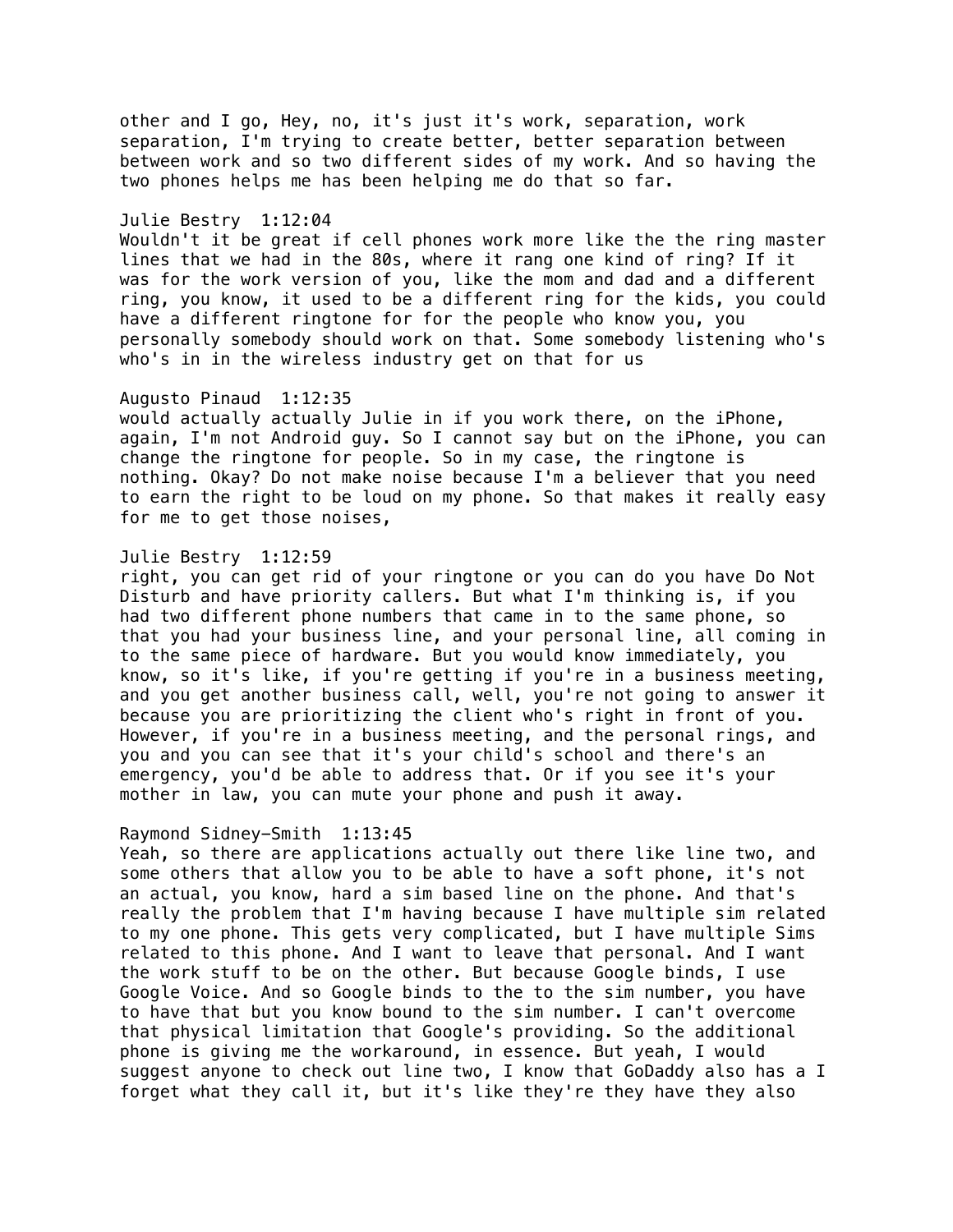other and I go, Hey, no, it's just it's work, separation, work separation, I'm trying to create better, better separation between between work and so two different sides of my work. And so having the two phones helps me has been helping me do that so far.

Julie Bestry  1:12:04
Wouldn't it be great if cell phones work more like the the ring master lines that we had in the 80s, where it rang one kind of ring? If it was for the work version of you, like the mom and dad and a different ring, you know, it used to be a different ring for the kids, you could have a different ringtone for for the people who know you, you personally somebody should work on that. Some somebody listening who's who's in in the wireless industry get on that for us

Augusto Pinaud  1:12:35
would actually actually Julie in if you work there, on the iPhone, again, I'm not Android guy. So I cannot say but on the iPhone, you can change the ringtone for people. So in my case, the ringtone is nothing. Okay? Do not make noise because I'm a believer that you need to earn the right to be loud on my phone. So that makes it really easy for me to get those noises,

Julie Bestry  1:12:59
right, you can get rid of your ringtone or you can do you have Do Not Disturb and have priority callers. But what I'm thinking is, if you had two different phone numbers that came in to the same phone, so that you had your business line, and your personal line, all coming in to the same piece of hardware. But you would know immediately, you know, so it's like, if you're getting if you're in a business meeting, and you get another business call, well, you're not going to answer it because you are prioritizing the client who's right in front of you. However, if you're in a business meeting, and the personal rings, and you and you can see that it's your child's school and there's an emergency, you'd be able to address that. Or if you see it's your mother in law, you can mute your phone and push it away.

Raymond Sidney-Smith  1:13:45
Yeah, so there are applications actually out there like line two, and some others that allow you to be able to have a soft phone, it's not an actual, you know, hard a sim based line on the phone. And that's really the problem that I'm having because I have multiple sim related to my one phone. This gets very complicated, but I have multiple Sims related to this phone. And I want to leave that personal. And I want the work stuff to be on the other. But because Google binds, I use Google Voice. And so Google binds to the to the sim number, you have to have that but you know bound to the sim number. I can't overcome that physical limitation that Google's providing. So the additional phone is giving me the workaround, in essence. But yeah, I would suggest anyone to check out line two, I know that GoDaddy also has a I forget what they call it, but it's like they're they have they also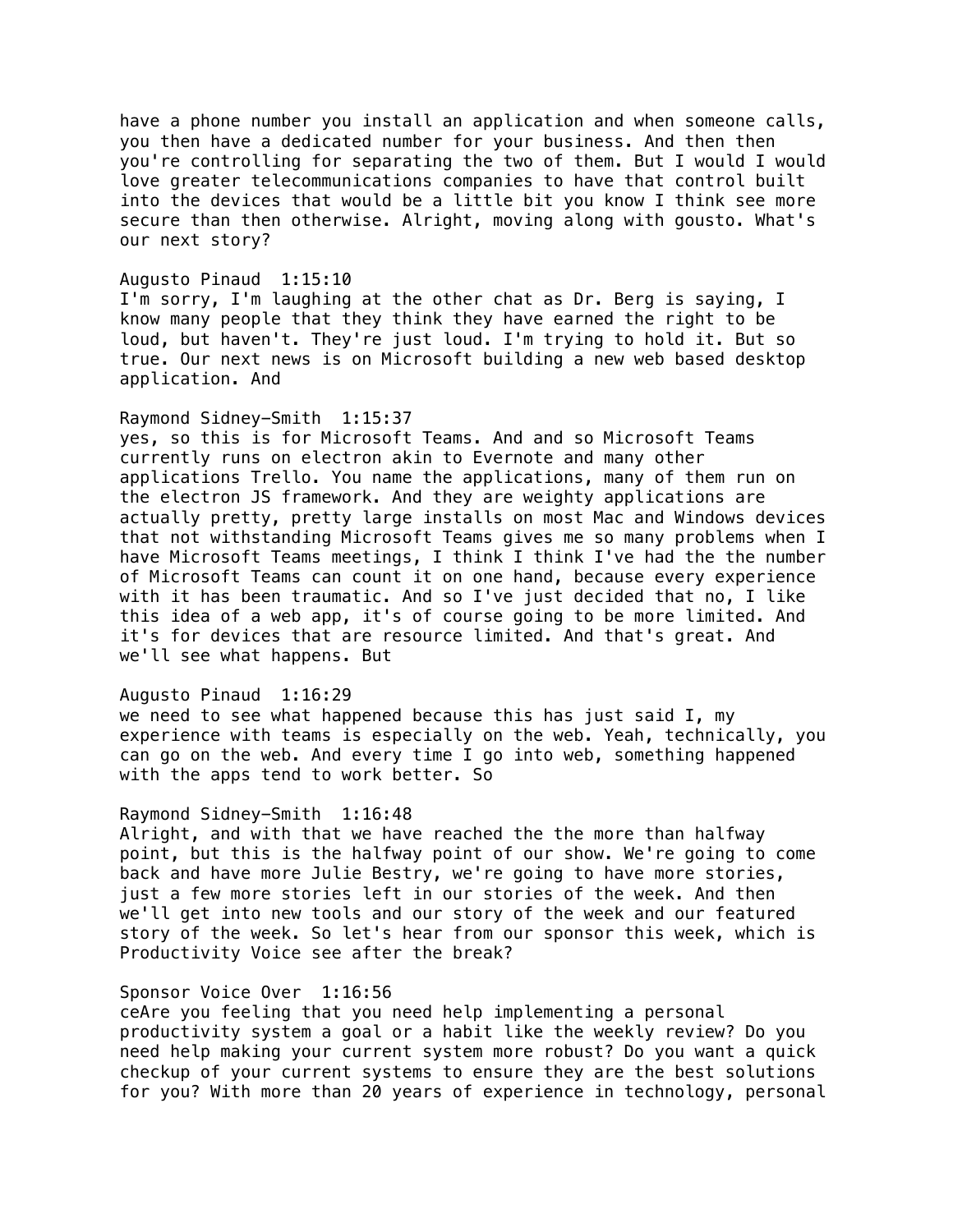have a phone number you install an application and when someone calls, you then have a dedicated number for your business. And then then you're controlling for separating the two of them. But I would I would love greater telecommunications companies to have that control built into the devices that would be a little bit you know I think see more secure than then otherwise. Alright, moving along with gousto. What's our next story?

Augusto Pinaud 1:15:10
I'm sorry, I'm laughing at the other chat as Dr. Berg is saying, I know many people that they think they have earned the right to be loud, but haven't. They're just loud. I'm trying to hold it. But so true. Our next news is on Microsoft building a new web based desktop application. And

Raymond Sidney-Smith 1:15:37
yes, so this is for Microsoft Teams. And and so Microsoft Teams currently runs on electron akin to Evernote and many other applications Trello. You name the applications, many of them run on the electron JS framework. And they are weighty applications are actually pretty, pretty large installs on most Mac and Windows devices that not withstanding Microsoft Teams gives me so many problems when I have Microsoft Teams meetings, I think I think I've had the the number of Microsoft Teams can count it on one hand, because every experience with it has been traumatic. And so I've just decided that no, I like this idea of a web app, it's of course going to be more limited. And it's for devices that are resource limited. And that's great. And we'll see what happens. But

Augusto Pinaud 1:16:29
we need to see what happened because this has just said I, my experience with teams is especially on the web. Yeah, technically, you can go on the web. And every time I go into web, something happened with the apps tend to work better. So

Raymond Sidney-Smith 1:16:48
Alright, and with that we have reached the the more than halfway point, but this is the halfway point of our show. We're going to come back and have more Julie Bestry, we're going to have more stories, just a few more stories left in our stories of the week. And then we'll get into new tools and our story of the week and our featured story of the week. So let's hear from our sponsor this week, which is Productivity Voice see after the break?

Sponsor Voice Over 1:16:56
ceAre you feeling that you need help implementing a personal productivity system a goal or a habit like the weekly review? Do you need help making your current system more robust? Do you want a quick checkup of your current systems to ensure they are the best solutions for you? With more than 20 years of experience in technology, personal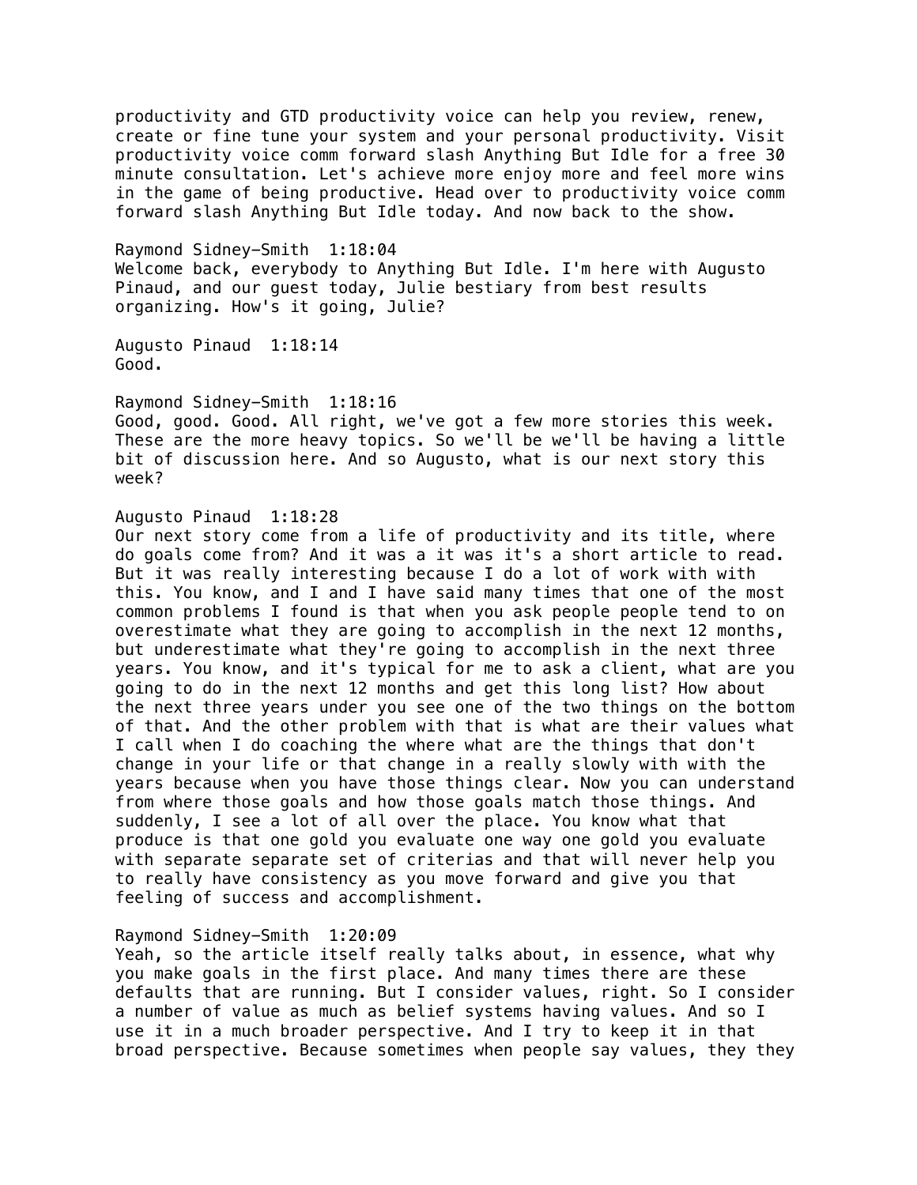productivity and GTD productivity voice can help you review, renew, create or fine tune your system and your personal productivity. Visit productivity voice comm forward slash Anything But Idle for a free 30 minute consultation. Let's achieve more enjoy more and feel more wins in the game of being productive. Head over to productivity voice comm forward slash Anything But Idle today. And now back to the show.

Raymond Sidney-Smith 1:18:04
Welcome back, everybody to Anything But Idle. I'm here with Augusto Pinaud, and our guest today, Julie bestiary from best results organizing. How's it going, Julie?

Augusto Pinaud 1:18:14
Good.

Raymond Sidney-Smith 1:18:16
Good, good. Good. All right, we've got a few more stories this week. These are the more heavy topics. So we'll be we'll be having a little bit of discussion here. And so Augusto, what is our next story this week?

Augusto Pinaud 1:18:28
Our next story come from a life of productivity and its title, where do goals come from? And it was a it was it's a short article to read. But it was really interesting because I do a lot of work with with this. You know, and I and I have said many times that one of the most common problems I found is that when you ask people people tend to on overestimate what they are going to accomplish in the next 12 months, but underestimate what they're going to accomplish in the next three years. You know, and it's typical for me to ask a client, what are you going to do in the next 12 months and get this long list? How about the next three years under you see one of the two things on the bottom of that. And the other problem with that is what are their values what I call when I do coaching the where what are the things that don't change in your life or that change in a really slowly with with the years because when you have those things clear. Now you can understand from where those goals and how those goals match those things. And suddenly, I see a lot of all over the place. You know what that produce is that one gold you evaluate one way one gold you evaluate with separate separate set of criterias and that will never help you to really have consistency as you move forward and give you that feeling of success and accomplishment.

Raymond Sidney-Smith 1:20:09
Yeah, so the article itself really talks about, in essence, what why you make goals in the first place. And many times there are these defaults that are running. But I consider values, right. So I consider a number of value as much as belief systems having values. And so I use it in a much broader perspective. And I try to keep it in that broad perspective. Because sometimes when people say values, they they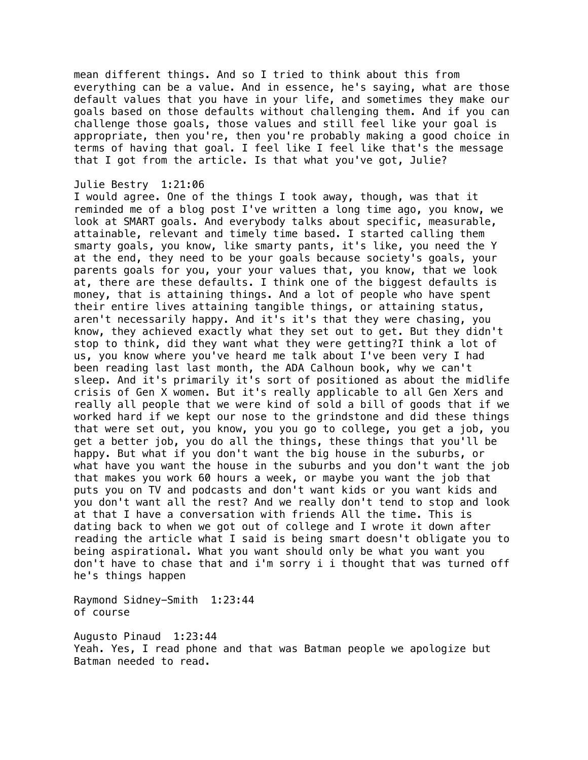mean different things. And so I tried to think about this from everything can be a value. And in essence, he's saying, what are those default values that you have in your life, and sometimes they make our goals based on those defaults without challenging them. And if you can challenge those goals, those values and still feel like your goal is appropriate, then you're, then you're probably making a good choice in terms of having that goal. I feel like I feel like that's the message that I got from the article. Is that what you've got, Julie?

Julie Bestry 1:21:06
I would agree. One of the things I took away, though, was that it reminded me of a blog post I've written a long time ago, you know, we look at SMART goals. And everybody talks about specific, measurable, attainable, relevant and timely time based. I started calling them smarty goals, you know, like smarty pants, it's like, you need the Y at the end, they need to be your goals because society's goals, your parents goals for you, your your values that, you know, that we look at, there are these defaults. I think one of the biggest defaults is money, that is attaining things. And a lot of people who have spent their entire lives attaining tangible things, or attaining status, aren't necessarily happy. And it's it's that they were chasing, you know, they achieved exactly what they set out to get. But they didn't stop to think, did they want what they were getting?I think a lot of us, you know where you've heard me talk about I've been very I had been reading last last month, the ADA Calhoun book, why we can't sleep. And it's primarily it's sort of positioned as about the midlife crisis of Gen X women. But it's really applicable to all Gen Xers and really all people that we were kind of sold a bill of goods that if we worked hard if we kept our nose to the grindstone and did these things that were set out, you know, you go to college, you get a job, you get a better job, you do all the things, these things that you'll be happy. But what if you don't want the big house in the suburbs, or what have you want the house in the suburbs and you don't want the job that makes you work 60 hours a week, or maybe you want the job that puts you on TV and podcasts and don't want kids or you want kids and you don't want all the rest? And we really don't tend to stop and look at that I have a conversation with friends All the time. This is dating back to when we got out of college and I wrote it down after reading the article what I said is being smart doesn't obligate you to being aspirational. What you want should only be what you want you don't have to chase that and i'm sorry i i thought that was turned off he's things happen

Raymond Sidney-Smith 1:23:44
of course

Augusto Pinaud 1:23:44
Yeah. Yes, I read phone and that was Batman people we apologize but Batman needed to read.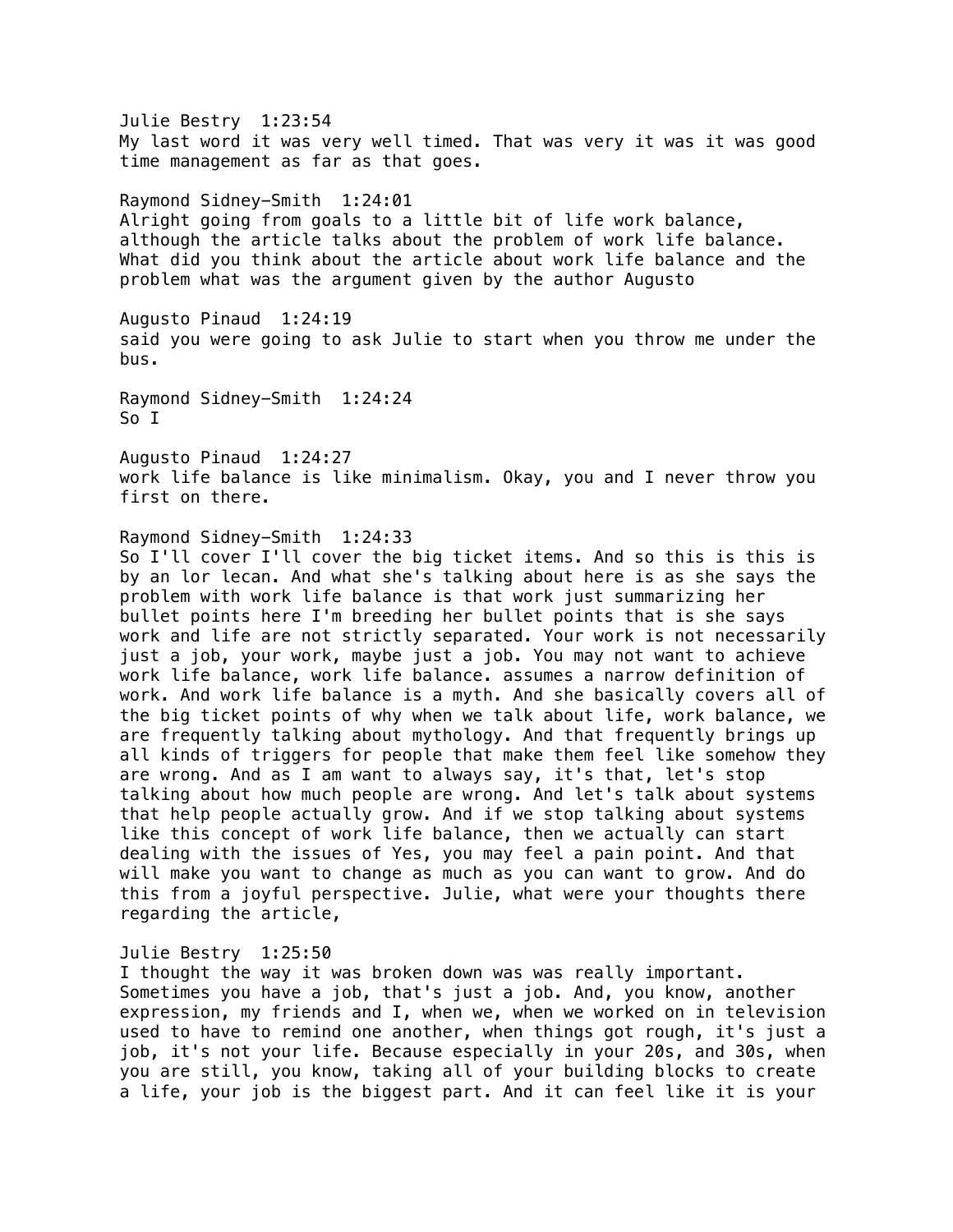Julie Bestry 1:23:54
My last word it was very well timed. That was very it was it was good time management as far as that goes.

Raymond Sidney-Smith 1:24:01
Alright going from goals to a little bit of life work balance, although the article talks about the problem of work life balance. What did you think about the article about work life balance and the problem what was the argument given by the author Augusto

Augusto Pinaud 1:24:19
said you were going to ask Julie to start when you throw me under the bus.

Raymond Sidney-Smith 1:24:24
So I

Augusto Pinaud 1:24:27
work life balance is like minimalism. Okay, you and I never throw you first on there.

Raymond Sidney-Smith 1:24:33
So I'll cover I'll cover the big ticket items. And so this is this is by an lor lecan. And what she's talking about here is as she says the problem with work life balance is that work just summarizing her bullet points here I'm breeding her bullet points that is she says work and life are not strictly separated. Your work is not necessarily just a job, your work, maybe just a job. You may not want to achieve work life balance, work life balance. assumes a narrow definition of work. And work life balance is a myth. And she basically covers all of the big ticket points of why when we talk about life, work balance, we are frequently talking about mythology. And that frequently brings up all kinds of triggers for people that make them feel like somehow they are wrong. And as I am want to always say, it's that, let's stop talking about how much people are wrong. And let's talk about systems that help people actually grow. And if we stop talking about systems like this concept of work life balance, then we actually can start dealing with the issues of Yes, you may feel a pain point. And that will make you want to change as much as you can want to grow. And do this from a joyful perspective. Julie, what were your thoughts there regarding the article,

Julie Bestry 1:25:50
I thought the way it was broken down was was really important. Sometimes you have a job, that's just a job. And, you know, another expression, my friends and I, when we, when we worked on in television used to have to remind one another, when things got rough, it's just a job, it's not your life. Because especially in your 20s, and 30s, when you are still, you know, taking all of your building blocks to create a life, your job is the biggest part. And it can feel like it is your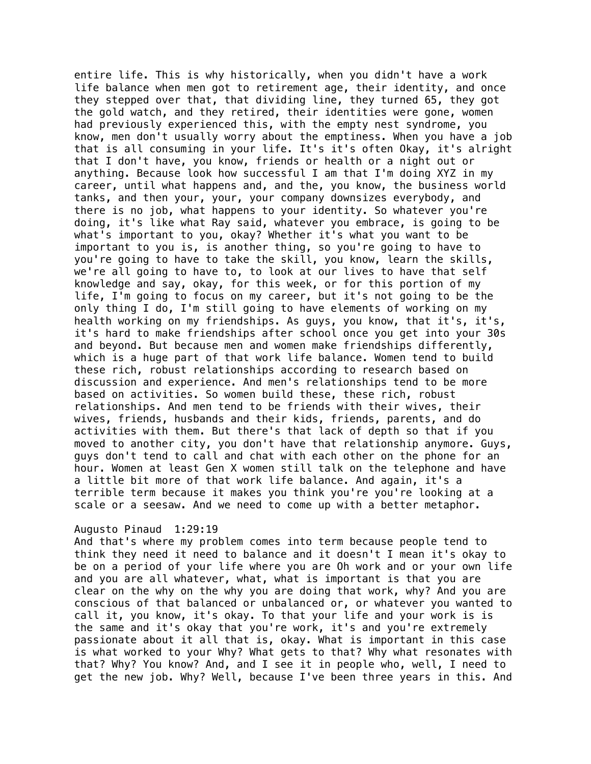entire life. This is why historically, when you didn't have a work life balance when men got to retirement age, their identity, and once they stepped over that, that dividing line, they turned 65, they got the gold watch, and they retired, their identities were gone, women had previously experienced this, with the empty nest syndrome, you know, men don't usually worry about the emptiness. When you have a job that is all consuming in your life. It's it's often Okay, it's alright that I don't have, you know, friends or health or a night out or anything. Because look how successful I am that I'm doing XYZ in my career, until what happens and, and the, you know, the business world tanks, and then your, your, your company downsizes everybody, and there is no job, what happens to your identity. So whatever you're doing, it's like what Ray said, whatever you embrace, is going to be what's important to you, okay? Whether it's what you want to be important to you is, is another thing, so you're going to have to you're going to have to take the skill, you know, learn the skills, we're all going to have to, to look at our lives to have that self knowledge and say, okay, for this week, or for this portion of my life, I'm going to focus on my career, but it's not going to be the only thing I do, I'm still going to have elements of working on my health working on my friendships. As guys, you know, that it's, it's, it's hard to make friendships after school once you get into your 30s and beyond. But because men and women make friendships differently, which is a huge part of that work life balance. Women tend to build these rich, robust relationships according to research based on discussion and experience. And men's relationships tend to be more based on activities. So women build these, these rich, robust relationships. And men tend to be friends with their wives, their wives, friends, husbands and their kids, friends, parents, and do activities with them. But there's that lack of depth so that if you moved to another city, you don't have that relationship anymore. Guys, guys don't tend to call and chat with each other on the phone for an hour. Women at least Gen X women still talk on the telephone and have a little bit more of that work life balance. And again, it's a terrible term because it makes you think you're you're looking at a scale or a seesaw. And we need to come up with a better metaphor.

Augusto Pinaud 1:29:19
And that's where my problem comes into term because people tend to think they need it need to balance and it doesn't I mean it's okay to be on a period of your life where you are Oh work and or your own life and you are all whatever, what, what is important is that you are clear on the why on the why you are doing that work, why? And you are conscious of that balanced or unbalanced or, or whatever you wanted to call it, you know, it's okay. To that your life and your work is is the same and it's okay that you're work, it's and you're extremely passionate about it all that is, okay. What is important in this case is what worked to your Why? What gets to that? Why what resonates with that? Why? You know? And, and I see it in people who, well, I need to get the new job. Why? Well, because I've been three years in this. And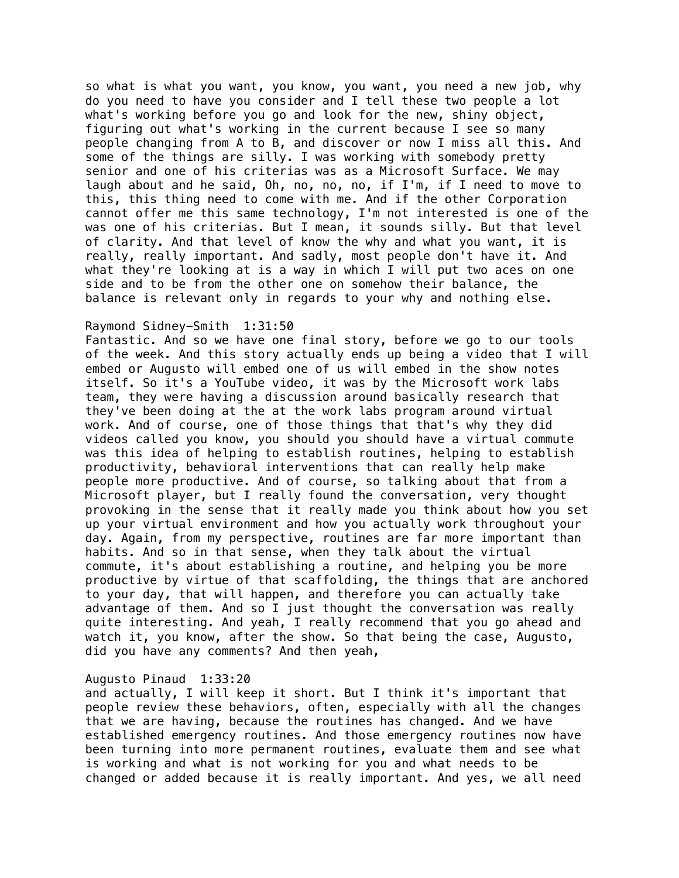so what is what you want, you know, you want, you need a new job, why do you need to have you consider and I tell these two people a lot what's working before you go and look for the new, shiny object, figuring out what's working in the current because I see so many people changing from A to B, and discover or now I miss all this. And some of the things are silly. I was working with somebody pretty senior and one of his criterias was as a Microsoft Surface. We may laugh about and he said, Oh, no, no, no, if I'm, if I need to move to this, this thing need to come with me. And if the other Corporation cannot offer me this same technology, I'm not interested is one of the was one of his criterias. But I mean, it sounds silly. But that level of clarity. And that level of know the why and what you want, it is really, really important. And sadly, most people don't have it. And what they're looking at is a way in which I will put two aces on one side and to be from the other one on somehow their balance, the balance is relevant only in regards to your why and nothing else.

Raymond Sidney-Smith  1:31:50
Fantastic. And so we have one final story, before we go to our tools of the week. And this story actually ends up being a video that I will embed or Augusto will embed one of us will embed in the show notes itself. So it's a YouTube video, it was by the Microsoft work labs team, they were having a discussion around basically research that they've been doing at the at the work labs program around virtual work. And of course, one of those things that that's why they did videos called you know, you should you should have a virtual commute was this idea of helping to establish routines, helping to establish productivity, behavioral interventions that can really help make people more productive. And of course, so talking about that from a Microsoft player, but I really found the conversation, very thought provoking in the sense that it really made you think about how you set up your virtual environment and how you actually work throughout your day. Again, from my perspective, routines are far more important than habits. And so in that sense, when they talk about the virtual commute, it's about establishing a routine, and helping you be more productive by virtue of that scaffolding, the things that are anchored to your day, that will happen, and therefore you can actually take advantage of them. And so I just thought the conversation was really quite interesting. And yeah, I really recommend that you go ahead and watch it, you know, after the show. So that being the case, Augusto, did you have any comments? And then yeah,

Augusto Pinaud  1:33:20
and actually, I will keep it short. But I think it's important that people review these behaviors, often, especially with all the changes that we are having, because the routines has changed. And we have established emergency routines. And those emergency routines now have been turning into more permanent routines, evaluate them and see what is working and what is not working for you and what needs to be changed or added because it is really important. And yes, we all need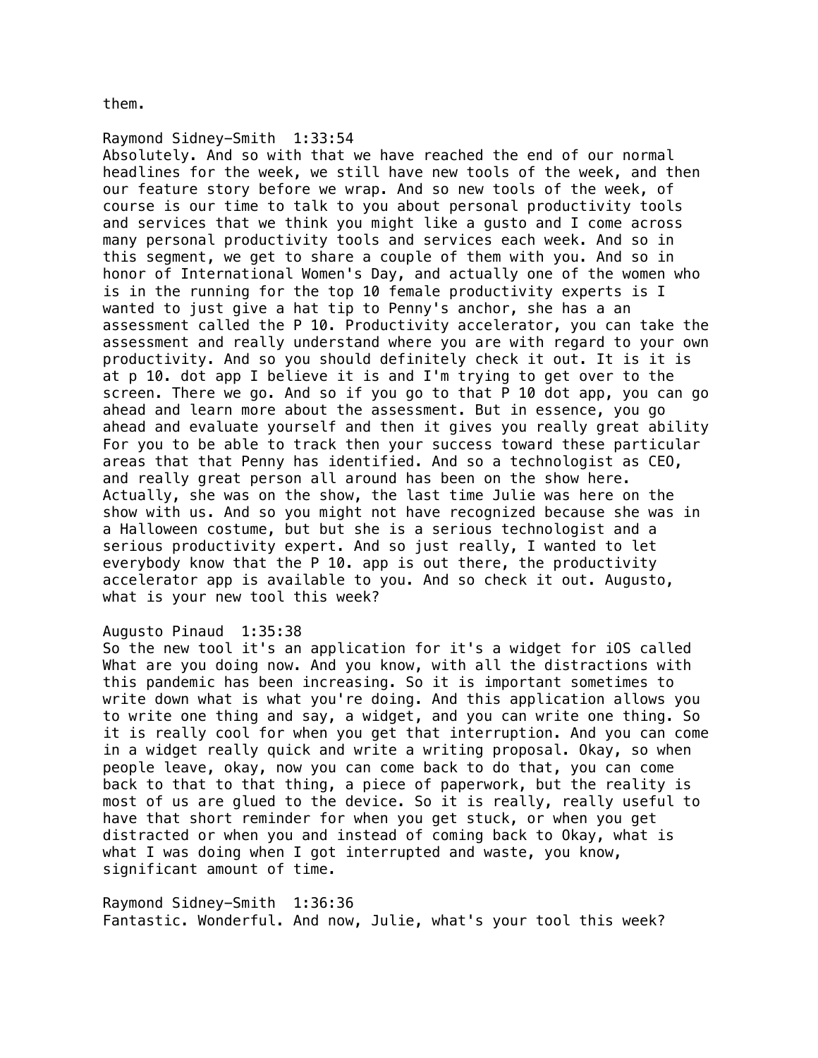them.

Raymond Sidney-Smith  1:33:54
Absolutely. And so with that we have reached the end of our normal headlines for the week, we still have new tools of the week, and then our feature story before we wrap. And so new tools of the week, of course is our time to talk to you about personal productivity tools and services that we think you might like a gusto and I come across many personal productivity tools and services each week. And so in this segment, we get to share a couple of them with you. And so in honor of International Women's Day, and actually one of the women who is in the running for the top 10 female productivity experts is I wanted to just give a hat tip to Penny's anchor, she has a an assessment called the P 10. Productivity accelerator, you can take the assessment and really understand where you are with regard to your own productivity. And so you should definitely check it out. It is it is at p 10. dot app I believe it is and I'm trying to get over to the screen. There we go. And so if you go to that P 10 dot app, you can go ahead and learn more about the assessment. But in essence, you go ahead and evaluate yourself and then it gives you really great ability For you to be able to track then your success toward these particular areas that that Penny has identified. And so a technologist as CEO, and really great person all around has been on the show here. Actually, she was on the show, the last time Julie was here on the show with us. And so you might not have recognized because she was in a Halloween costume, but but she is a serious technologist and a serious productivity expert. And so just really, I wanted to let everybody know that the P 10. app is out there, the productivity accelerator app is available to you. And so check it out. Augusto, what is your new tool this week?

Augusto Pinaud  1:35:38
So the new tool it's an application for it's a widget for iOS called What are you doing now. And you know, with all the distractions with this pandemic has been increasing. So it is important sometimes to write down what is what you're doing. And this application allows you to write one thing and say, a widget, and you can write one thing. So it is really cool for when you get that interruption. And you can come in a widget really quick and write a writing proposal. Okay, so when people leave, okay, now you can come back to do that, you can come back to that to that thing, a piece of paperwork, but the reality is most of us are glued to the device. So it is really, really useful to have that short reminder for when you get stuck, or when you get distracted or when you and instead of coming back to Okay, what is what I was doing when I got interrupted and waste, you know, significant amount of time.

Raymond Sidney-Smith  1:36:36
Fantastic. Wonderful. And now, Julie, what's your tool this week?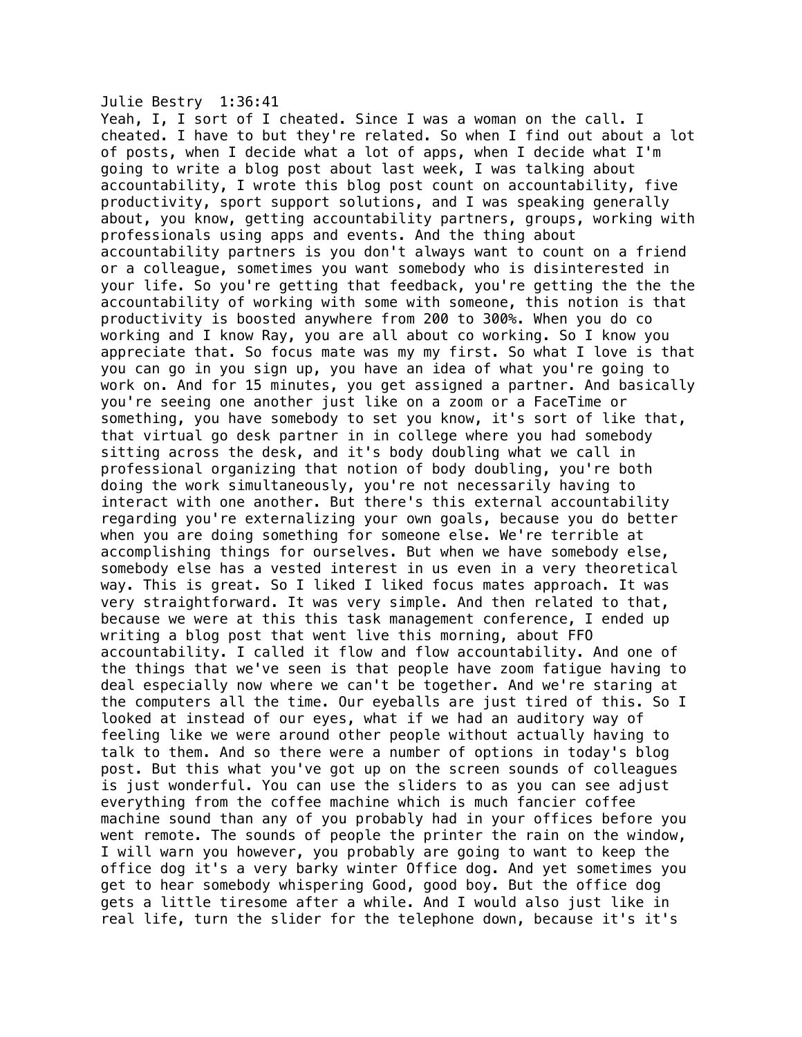Julie Bestry 1:36:41

Yeah, I, I sort of I cheated. Since I was a woman on the call. I cheated. I have to but they're related. So when I find out about a lot of posts, when I decide what a lot of apps, when I decide what I'm going to write a blog post about last week, I was talking about accountability, I wrote this blog post count on accountability, five productivity, sport support solutions, and I was speaking generally about, you know, getting accountability partners, groups, working with professionals using apps and events. And the thing about accountability partners is you don't always want to count on a friend or a colleague, sometimes you want somebody who is disinterested in your life. So you're getting that feedback, you're getting the the the accountability of working with some with someone, this notion is that productivity is boosted anywhere from 200 to 300%. When you do co working and I know Ray, you are all about co working. So I know you appreciate that. So focus mate was my my first. So what I love is that you can go in you sign up, you have an idea of what you're going to work on. And for 15 minutes, you get assigned a partner. And basically you're seeing one another just like on a zoom or a FaceTime or something, you have somebody to set you know, it's sort of like that, that virtual go desk partner in in college where you had somebody sitting across the desk, and it's body doubling what we call in professional organizing that notion of body doubling, you're both doing the work simultaneously, you're not necessarily having to interact with one another. But there's this external accountability regarding you're externalizing your own goals, because you do better when you are doing something for someone else. We're terrible at accomplishing things for ourselves. But when we have somebody else, somebody else has a vested interest in us even in a very theoretical way. This is great. So I liked I liked focus mates approach. It was very straightforward. It was very simple. And then related to that, because we were at this this task management conference, I ended up writing a blog post that went live this morning, about FFO accountability. I called it flow and flow accountability. And one of the things that we've seen is that people have zoom fatigue having to deal especially now where we can't be together. And we're staring at the computers all the time. Our eyeballs are just tired of this. So I looked at instead of our eyes, what if we had an auditory way of feeling like we were around other people without actually having to talk to them. And so there were a number of options in today's blog post. But this what you've got up on the screen sounds of colleagues is just wonderful. You can use the sliders to as you can see adjust everything from the coffee machine which is much fancier coffee machine sound than any of you probably had in your offices before you went remote. The sounds of people the printer the rain on the window, I will warn you however, you probably are going to want to keep the office dog it's a very barky winter Office dog. And yet sometimes you get to hear somebody whispering Good, good boy. But the office dog gets a little tiresome after a while. And I would also just like in real life, turn the slider for the telephone down, because it's it's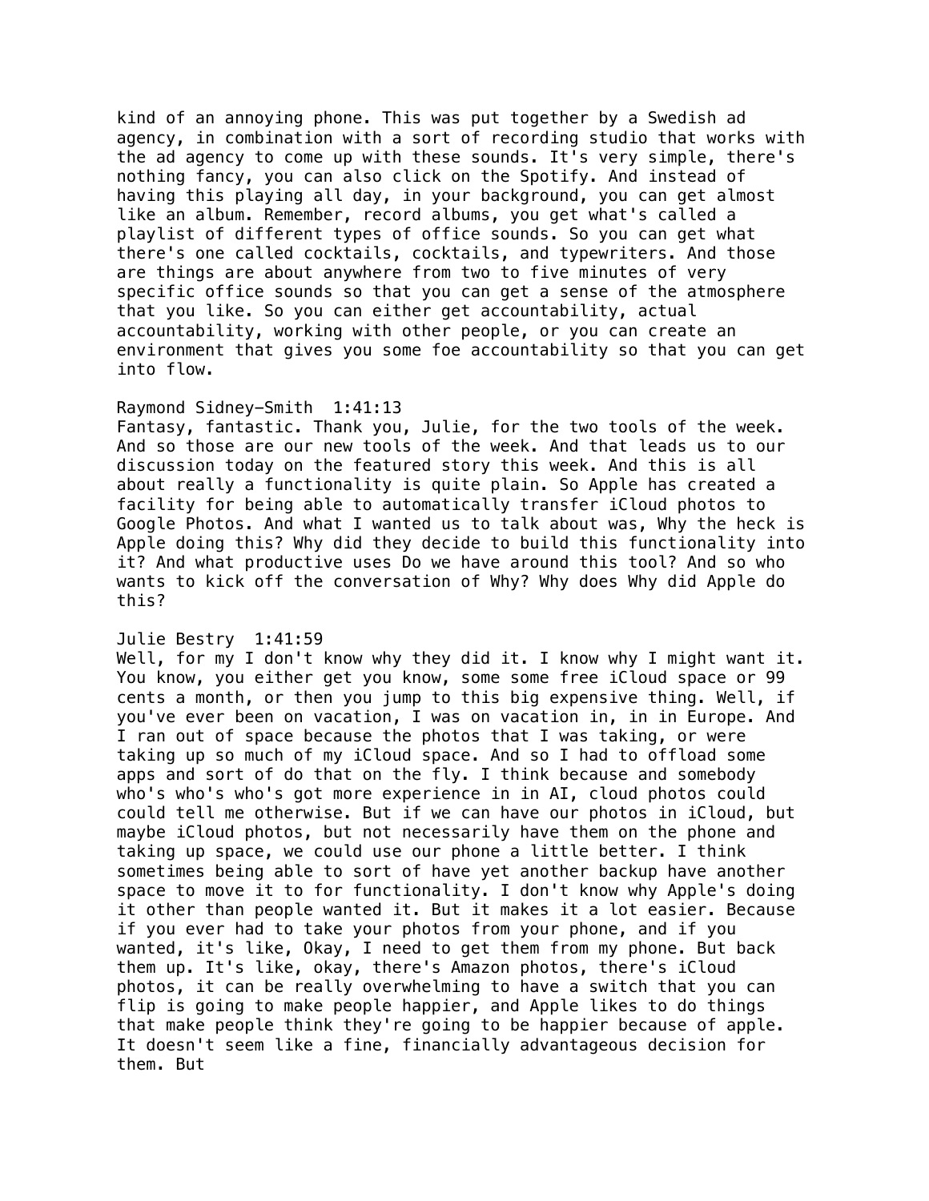kind of an annoying phone. This was put together by a Swedish ad agency, in combination with a sort of recording studio that works with the ad agency to come up with these sounds. It's very simple, there's nothing fancy, you can also click on the Spotify. And instead of having this playing all day, in your background, you can get almost like an album. Remember, record albums, you get what's called a playlist of different types of office sounds. So you can get what there's one called cocktails, cocktails, and typewriters. And those are things are about anywhere from two to five minutes of very specific office sounds so that you can get a sense of the atmosphere that you like. So you can either get accountability, actual accountability, working with other people, or you can create an environment that gives you some foe accountability so that you can get into flow.

Raymond Sidney-Smith 1:41:13
Fantasy, fantastic. Thank you, Julie, for the two tools of the week. And so those are our new tools of the week. And that leads us to our discussion today on the featured story this week. And this is all about really a functionality is quite plain. So Apple has created a facility for being able to automatically transfer iCloud photos to Google Photos. And what I wanted us to talk about was, Why the heck is Apple doing this? Why did they decide to build this functionality into it? And what productive uses Do we have around this tool? And so who wants to kick off the conversation of Why? Why does Why did Apple do this?

Julie Bestry 1:41:59
Well, for my I don't know why they did it. I know why I might want it. You know, you either get you know, some some free iCloud space or 99 cents a month, or then you jump to this big expensive thing. Well, if you've ever been on vacation, I was on vacation in, in in Europe. And I ran out of space because the photos that I was taking, or were taking up so much of my iCloud space. And so I had to offload some apps and sort of do that on the fly. I think because and somebody who's who's who's got more experience in in AI, cloud photos could could tell me otherwise. But if we can have our photos in iCloud, but maybe iCloud photos, but not necessarily have them on the phone and taking up space, we could use our phone a little better. I think sometimes being able to sort of have yet another backup have another space to move it to for functionality. I don't know why Apple's doing it other than people wanted it. But it makes it a lot easier. Because if you ever had to take your photos from your phone, and if you wanted, it's like, Okay, I need to get them from my phone. But back them up. It's like, okay, there's Amazon photos, there's iCloud photos, it can be really overwhelming to have a switch that you can flip is going to make people happier, and Apple likes to do things that make people think they're going to be happier because of apple. It doesn't seem like a fine, financially advantageous decision for them. But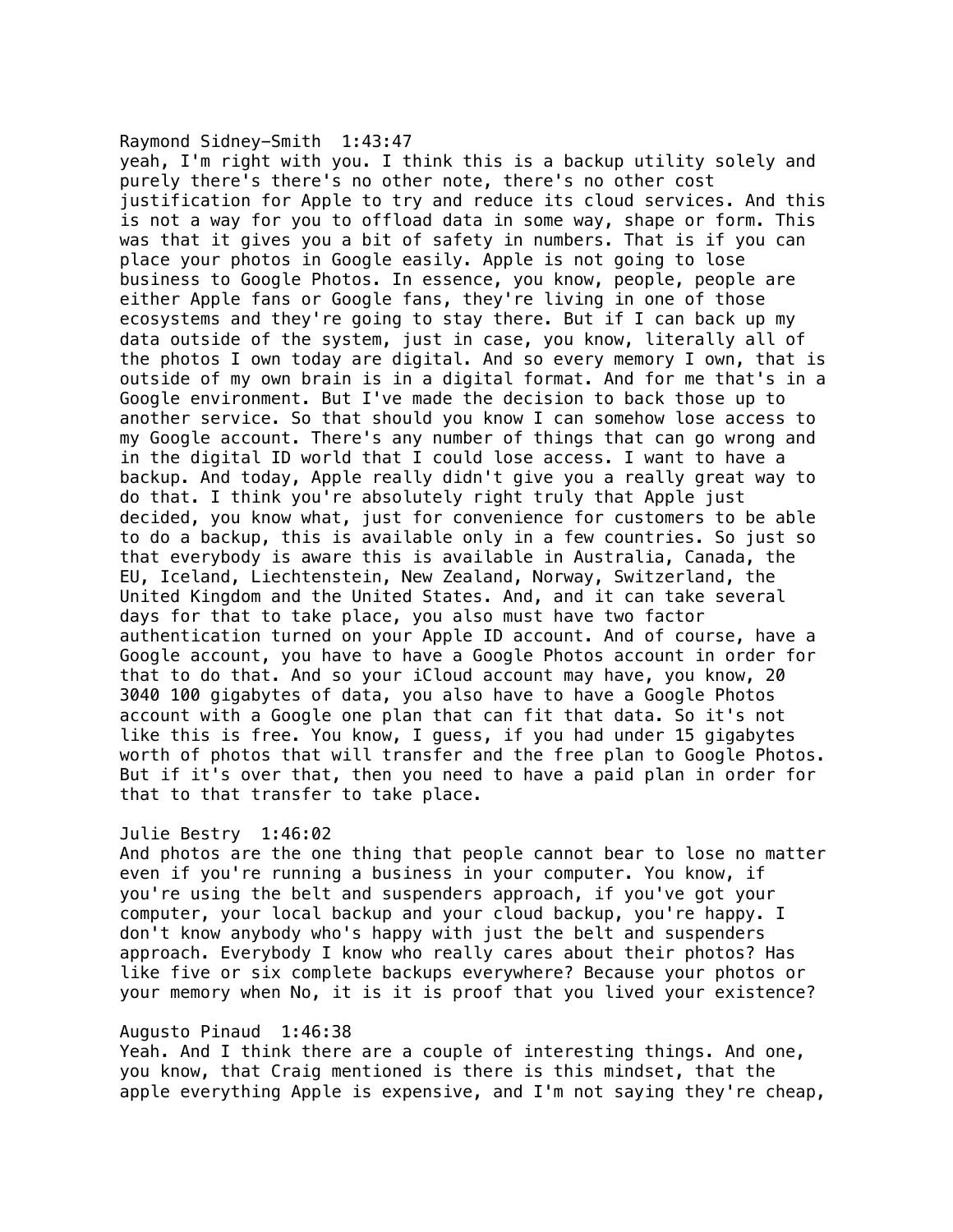Raymond Sidney-Smith 1:43:47
yeah, I'm right with you. I think this is a backup utility solely and purely there's there's no other note, there's no other cost justification for Apple to try and reduce its cloud services. And this is not a way for you to offload data in some way, shape or form. This was that it gives you a bit of safety in numbers. That is if you can place your photos in Google easily. Apple is not going to lose business to Google Photos. In essence, you know, people, people are either Apple fans or Google fans, they're living in one of those ecosystems and they're going to stay there. But if I can back up my data outside of the system, just in case, you know, literally all of the photos I own today are digital. And so every memory I own, that is outside of my own brain is in a digital format. And for me that's in a Google environment. But I've made the decision to back those up to another service. So that should you know I can somehow lose access to my Google account. There's any number of things that can go wrong and in the digital ID world that I could lose access. I want to have a backup. And today, Apple really didn't give you a really great way to do that. I think you're absolutely right truly that Apple just decided, you know what, just for convenience for customers to be able to do a backup, this is available only in a few countries. So just so that everybody is aware this is available in Australia, Canada, the EU, Iceland, Liechtenstein, New Zealand, Norway, Switzerland, the United Kingdom and the United States. And, and it can take several days for that to take place, you also must have two factor authentication turned on your Apple ID account. And of course, have a Google account, you have to have a Google Photos account in order for that to do that. And so your iCloud account may have, you know, 20 3040 100 gigabytes of data, you also have to have a Google Photos account with a Google one plan that can fit that data. So it's not like this is free. You know, I guess, if you had under 15 gigabytes worth of photos that will transfer and the free plan to Google Photos. But if it's over that, then you need to have a paid plan in order for that to that transfer to take place.

Julie Bestry 1:46:02
And photos are the one thing that people cannot bear to lose no matter even if you're running a business in your computer. You know, if you're using the belt and suspenders approach, if you've got your computer, your local backup and your cloud backup, you're happy. I don't know anybody who's happy with just the belt and suspenders approach. Everybody I know who really cares about their photos? Has like five or six complete backups everywhere? Because your photos or your memory when No, it is it is proof that you lived your existence?

Augusto Pinaud 1:46:38
Yeah. And I think there are a couple of interesting things. And one, you know, that Craig mentioned is there is this mindset, that the apple everything Apple is expensive, and I'm not saying they're cheap,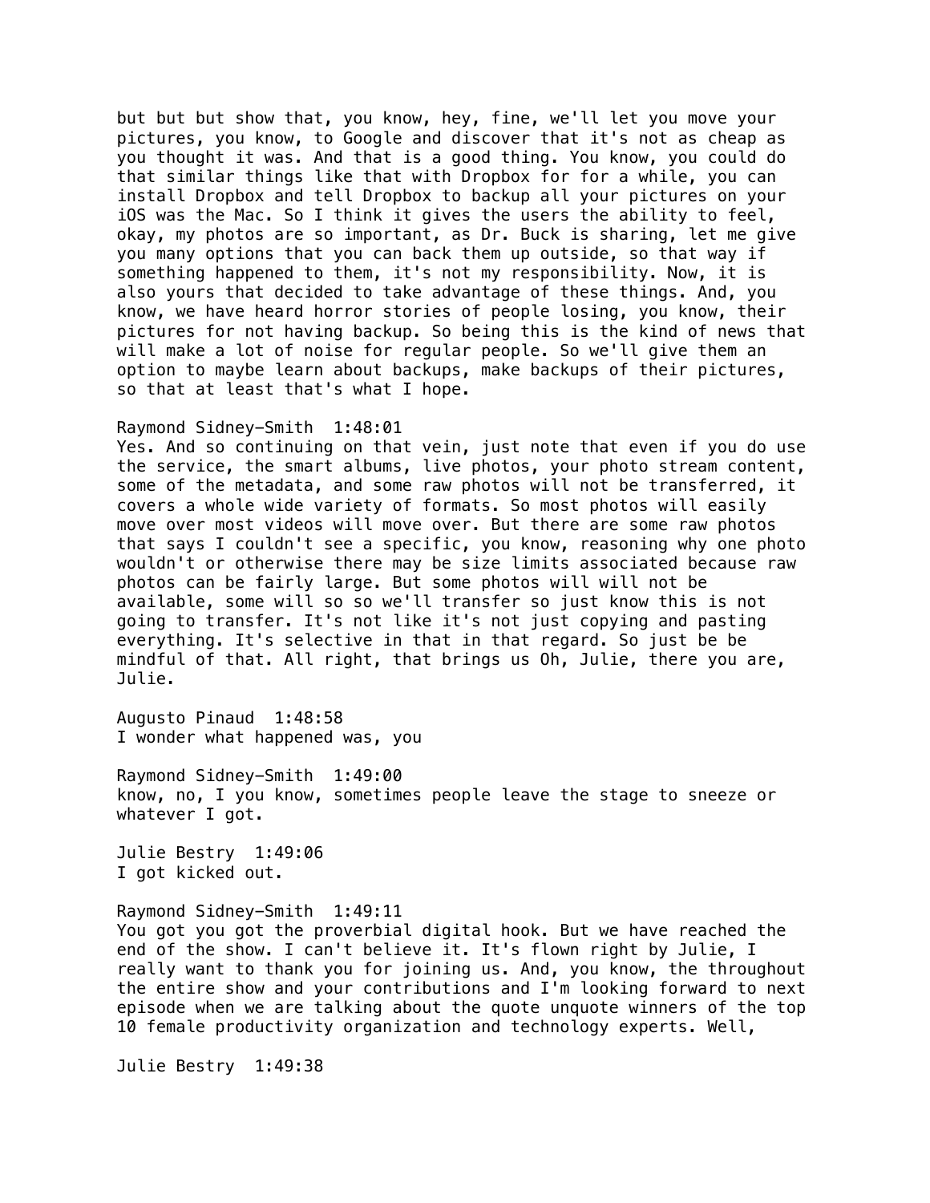but but but show that, you know, hey, fine, we'll let you move your pictures, you know, to Google and discover that it's not as cheap as you thought it was. And that is a good thing. You know, you could do that similar things like that with Dropbox for for a while, you can install Dropbox and tell Dropbox to backup all your pictures on your iOS was the Mac. So I think it gives the users the ability to feel, okay, my photos are so important, as Dr. Buck is sharing, let me give you many options that you can back them up outside, so that way if something happened to them, it's not my responsibility. Now, it is also yours that decided to take advantage of these things. And, you know, we have heard horror stories of people losing, you know, their pictures for not having backup. So being this is the kind of news that will make a lot of noise for regular people. So we'll give them an option to maybe learn about backups, make backups of their pictures, so that at least that's what I hope.

Raymond Sidney-Smith 1:48:01
Yes. And so continuing on that vein, just note that even if you do use the service, the smart albums, live photos, your photo stream content, some of the metadata, and some raw photos will not be transferred, it covers a whole wide variety of formats. So most photos will easily move over most videos will move over. But there are some raw photos that says I couldn't see a specific, you know, reasoning why one photo wouldn't or otherwise there may be size limits associated because raw photos can be fairly large. But some photos will will not be available, some will so so we'll transfer so just know this is not going to transfer. It's not like it's not just copying and pasting everything. It's selective in that in that regard. So just be be mindful of that. All right, that brings us Oh, Julie, there you are, Julie.

Augusto Pinaud 1:48:58
I wonder what happened was, you

Raymond Sidney-Smith 1:49:00
know, no, I you know, sometimes people leave the stage to sneeze or whatever I got.

Julie Bestry 1:49:06
I got kicked out.

Raymond Sidney-Smith 1:49:11
You got you got the proverbial digital hook. But we have reached the end of the show. I can't believe it. It's flown right by Julie, I really want to thank you for joining us. And, you know, the throughout the entire show and your contributions and I'm looking forward to next episode when we are talking about the quote unquote winners of the top 10 female productivity organization and technology experts. Well,

Julie Bestry 1:49:38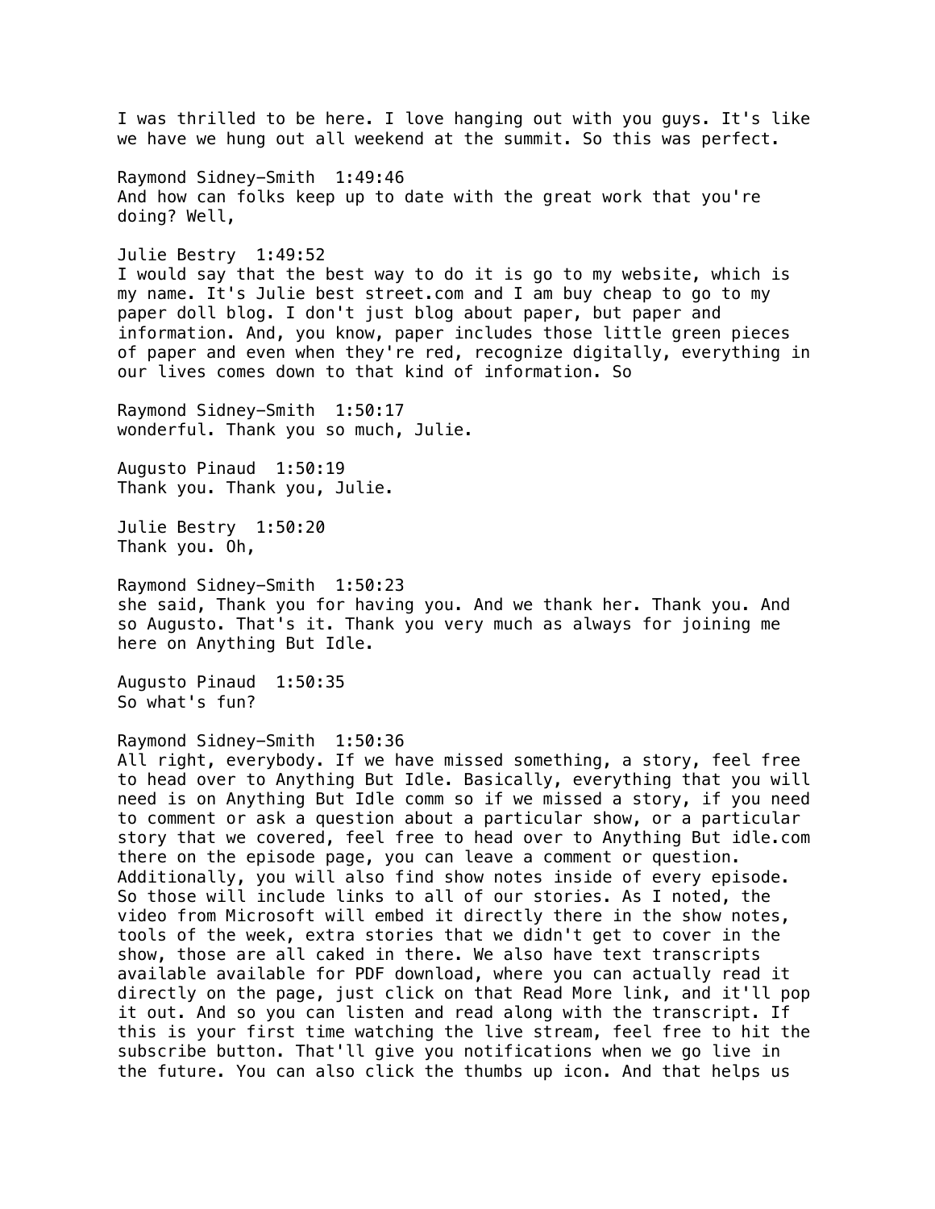I was thrilled to be here. I love hanging out with you guys. It's like we have we hung out all weekend at the summit. So this was perfect.

Raymond Sidney-Smith 1:49:46
And how can folks keep up to date with the great work that you're doing? Well,

Julie Bestry 1:49:52
I would say that the best way to do it is go to my website, which is my name. It's Julie best street.com and I am buy cheap to go to my paper doll blog. I don't just blog about paper, but paper and information. And, you know, paper includes those little green pieces of paper and even when they're red, recognize digitally, everything in our lives comes down to that kind of information. So

Raymond Sidney-Smith 1:50:17
wonderful. Thank you so much, Julie.

Augusto Pinaud 1:50:19
Thank you. Thank you, Julie.

Julie Bestry 1:50:20
Thank you. Oh,

Raymond Sidney-Smith 1:50:23
she said, Thank you for having you. And we thank her. Thank you. And so Augusto. That's it. Thank you very much as always for joining me here on Anything But Idle.

Augusto Pinaud 1:50:35
So what's fun?

Raymond Sidney-Smith 1:50:36
All right, everybody. If we have missed something, a story, feel free to head over to Anything But Idle. Basically, everything that you will need is on Anything But Idle comm so if we missed a story, if you need to comment or ask a question about a particular show, or a particular story that we covered, feel free to head over to Anything But idle.com there on the episode page, you can leave a comment or question. Additionally, you will also find show notes inside of every episode. So those will include links to all of our stories. As I noted, the video from Microsoft will embed it directly there in the show notes, tools of the week, extra stories that we didn't get to cover in the show, those are all caked in there. We also have text transcripts available available for PDF download, where you can actually read it directly on the page, just click on that Read More link, and it'll pop it out. And so you can listen and read along with the transcript. If this is your first time watching the live stream, feel free to hit the subscribe button. That'll give you notifications when we go live in the future. You can also click the thumbs up icon. And that helps us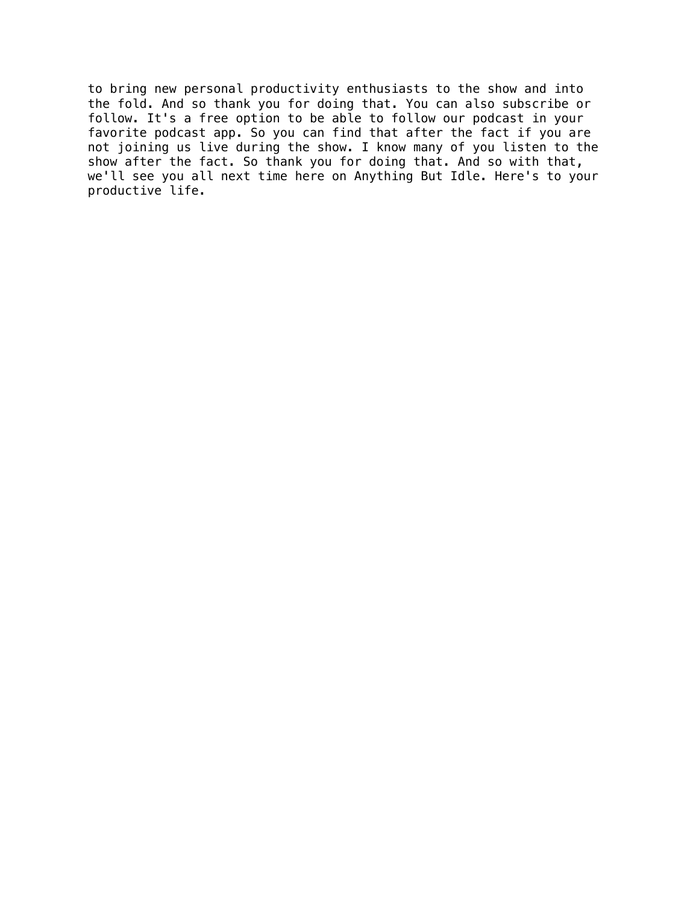to bring new personal productivity enthusiasts to the show and into the fold. And so thank you for doing that. You can also subscribe or follow. It's a free option to be able to follow our podcast in your favorite podcast app. So you can find that after the fact if you are not joining us live during the show. I know many of you listen to the show after the fact. So thank you for doing that. And so with that, we'll see you all next time here on Anything But Idle. Here's to your productive life.